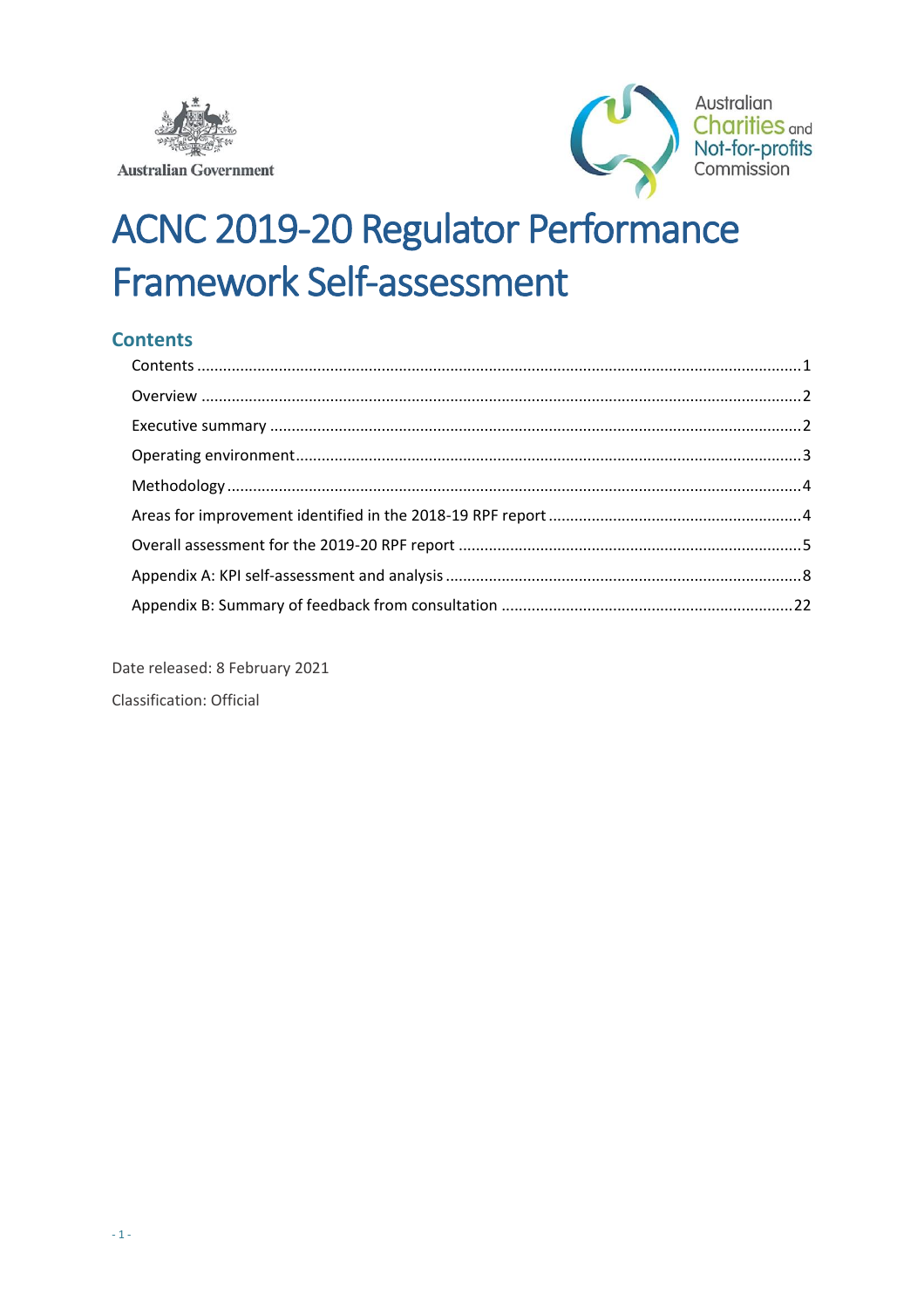Australian Government

Australian Charities and Not-for-profits Commission

# ACNC 2019-20 Regulator Performance Framework Self-assessment

## Contents

- Contents .......... 1
- Overview .......... 2
- Executive summary .......... 2
- Operating environment .......... 3
- Methodology .......... 4
- Areas for improvement identified in the 2018-19 RPF report .......... 4
- Overall assessment for the 2019-20 RPF report .......... 5
- Appendix A: KPI self-assessment and analysis .......... 8
- Appendix B: Summary of feedback from consultation .......... 22

Date released: 8 February 2021

Classification: Official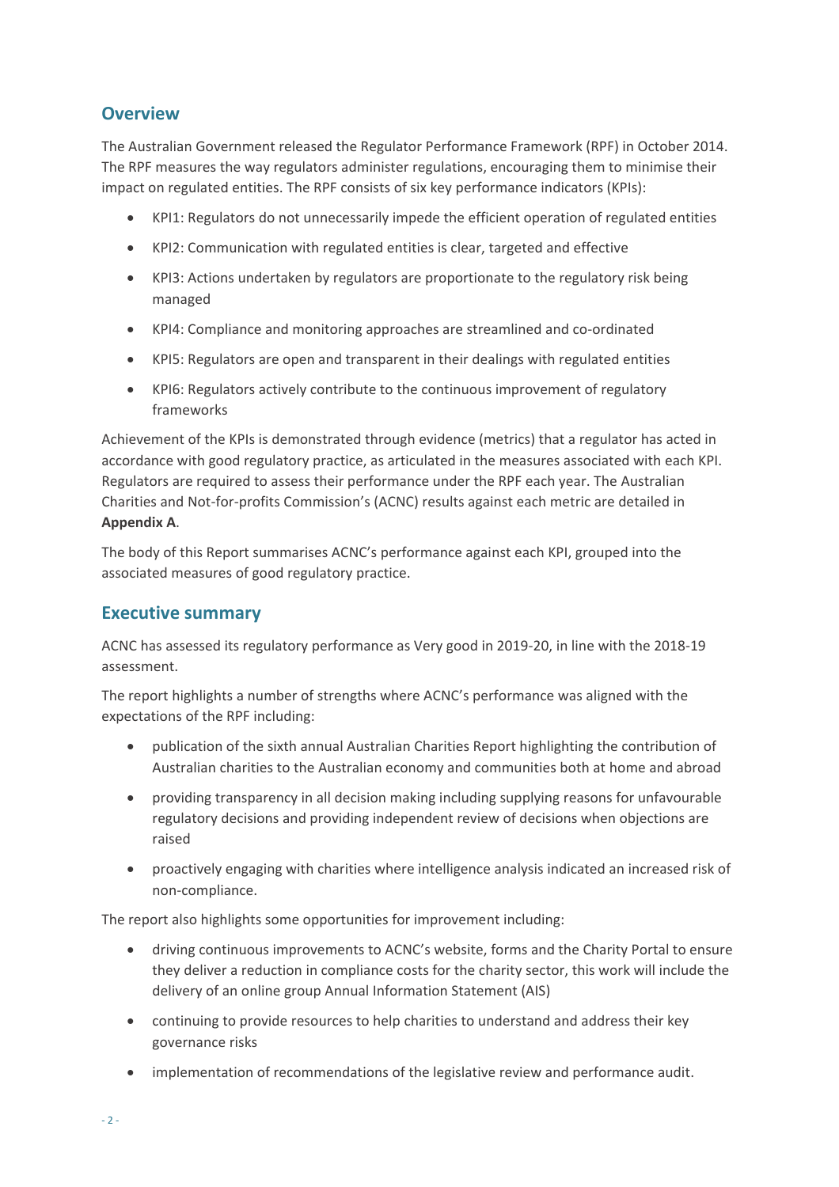## Overview

The Australian Government released the Regulator Performance Framework (RPF) in October 2014. The RPF measures the way regulators administer regulations, encouraging them to minimise their impact on regulated entities. The RPF consists of six key performance indicators (KPIs):

- KPI1: Regulators do not unnecessarily impede the efficient operation of regulated entities
- KPI2: Communication with regulated entities is clear, targeted and effective
- KPI3: Actions undertaken by regulators are proportionate to the regulatory risk being managed
- KPI4: Compliance and monitoring approaches are streamlined and co-ordinated
- KPI5: Regulators are open and transparent in their dealings with regulated entities
- KPI6: Regulators actively contribute to the continuous improvement of regulatory frameworks

Achievement of the KPIs is demonstrated through evidence (metrics) that a regulator has acted in accordance with good regulatory practice, as articulated in the measures associated with each KPI. Regulators are required to assess their performance under the RPF each year. The Australian Charities and Not-for-profits Commission's (ACNC) results against each metric are detailed in **Appendix A**.

The body of this Report summarises ACNC's performance against each KPI, grouped into the associated measures of good regulatory practice.

## Executive summary

ACNC has assessed its regulatory performance as Very good in 2019-20, in line with the 2018-19 assessment.

The report highlights a number of strengths where ACNC's performance was aligned with the expectations of the RPF including:

- publication of the sixth annual Australian Charities Report highlighting the contribution of Australian charities to the Australian economy and communities both at home and abroad
- providing transparency in all decision making including supplying reasons for unfavourable regulatory decisions and providing independent review of decisions when objections are raised
- proactively engaging with charities where intelligence analysis indicated an increased risk of non-compliance.

The report also highlights some opportunities for improvement including:

- driving continuous improvements to ACNC's website, forms and the Charity Portal to ensure they deliver a reduction in compliance costs for the charity sector, this work will include the delivery of an online group Annual Information Statement (AIS)
- continuing to provide resources to help charities to understand and address their key governance risks
- implementation of recommendations of the legislative review and performance audit.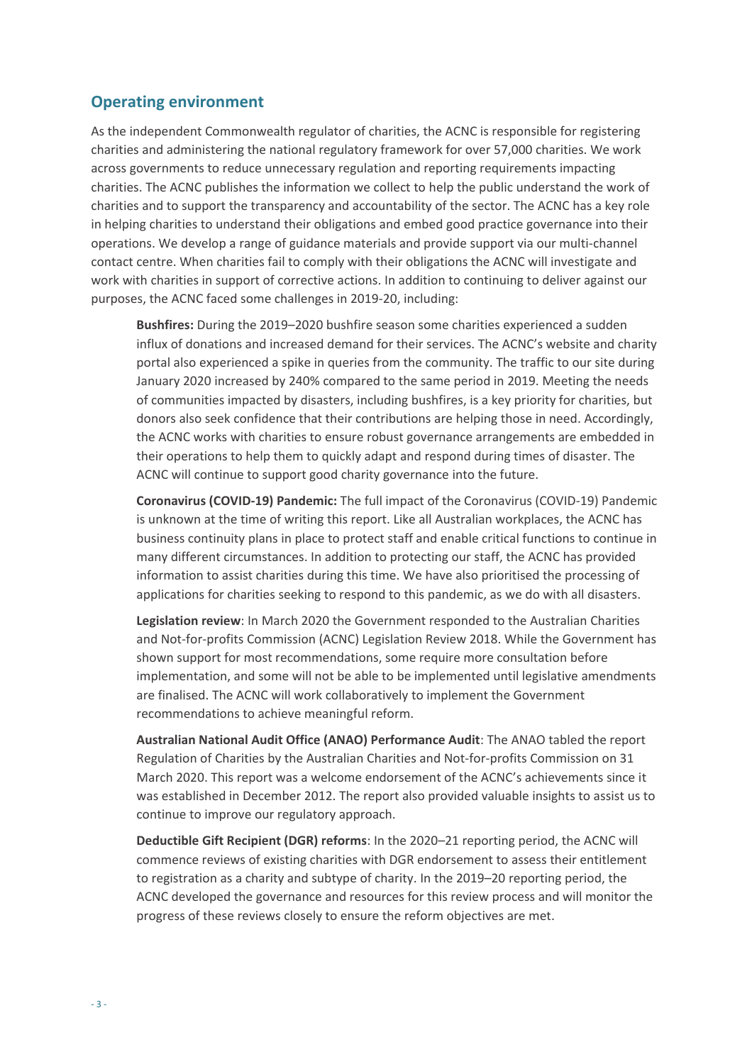## Operating environment

As the independent Commonwealth regulator of charities, the ACNC is responsible for registering charities and administering the national regulatory framework for over 57,000 charities. We work across governments to reduce unnecessary regulation and reporting requirements impacting charities. The ACNC publishes the information we collect to help the public understand the work of charities and to support the transparency and accountability of the sector. The ACNC has a key role in helping charities to understand their obligations and embed good practice governance into their operations. We develop a range of guidance materials and provide support via our multi-channel contact centre. When charities fail to comply with their obligations the ACNC will investigate and work with charities in support of corrective actions. In addition to continuing to deliver against our purposes, the ACNC faced some challenges in 2019-20, including:

**Bushfires:** During the 2019–2020 bushfire season some charities experienced a sudden influx of donations and increased demand for their services. The ACNC's website and charity portal also experienced a spike in queries from the community. The traffic to our site during January 2020 increased by 240% compared to the same period in 2019. Meeting the needs of communities impacted by disasters, including bushfires, is a key priority for charities, but donors also seek confidence that their contributions are helping those in need. Accordingly, the ACNC works with charities to ensure robust governance arrangements are embedded in their operations to help them to quickly adapt and respond during times of disaster. The ACNC will continue to support good charity governance into the future.

**Coronavirus (COVID-19) Pandemic:** The full impact of the Coronavirus (COVID-19) Pandemic is unknown at the time of writing this report. Like all Australian workplaces, the ACNC has business continuity plans in place to protect staff and enable critical functions to continue in many different circumstances. In addition to protecting our staff, the ACNC has provided information to assist charities during this time. We have also prioritised the processing of applications for charities seeking to respond to this pandemic, as we do with all disasters.

**Legislation review**: In March 2020 the Government responded to the Australian Charities and Not-for-profits Commission (ACNC) Legislation Review 2018. While the Government has shown support for most recommendations, some require more consultation before implementation, and some will not be able to be implemented until legislative amendments are finalised. The ACNC will work collaboratively to implement the Government recommendations to achieve meaningful reform.

**Australian National Audit Office (ANAO) Performance Audit**: The ANAO tabled the report Regulation of Charities by the Australian Charities and Not-for-profits Commission on 31 March 2020. This report was a welcome endorsement of the ACNC's achievements since it was established in December 2012. The report also provided valuable insights to assist us to continue to improve our regulatory approach.

**Deductible Gift Recipient (DGR) reforms**: In the 2020–21 reporting period, the ACNC will commence reviews of existing charities with DGR endorsement to assess their entitlement to registration as a charity and subtype of charity. In the 2019–20 reporting period, the ACNC developed the governance and resources for this review process and will monitor the progress of these reviews closely to ensure the reform objectives are met.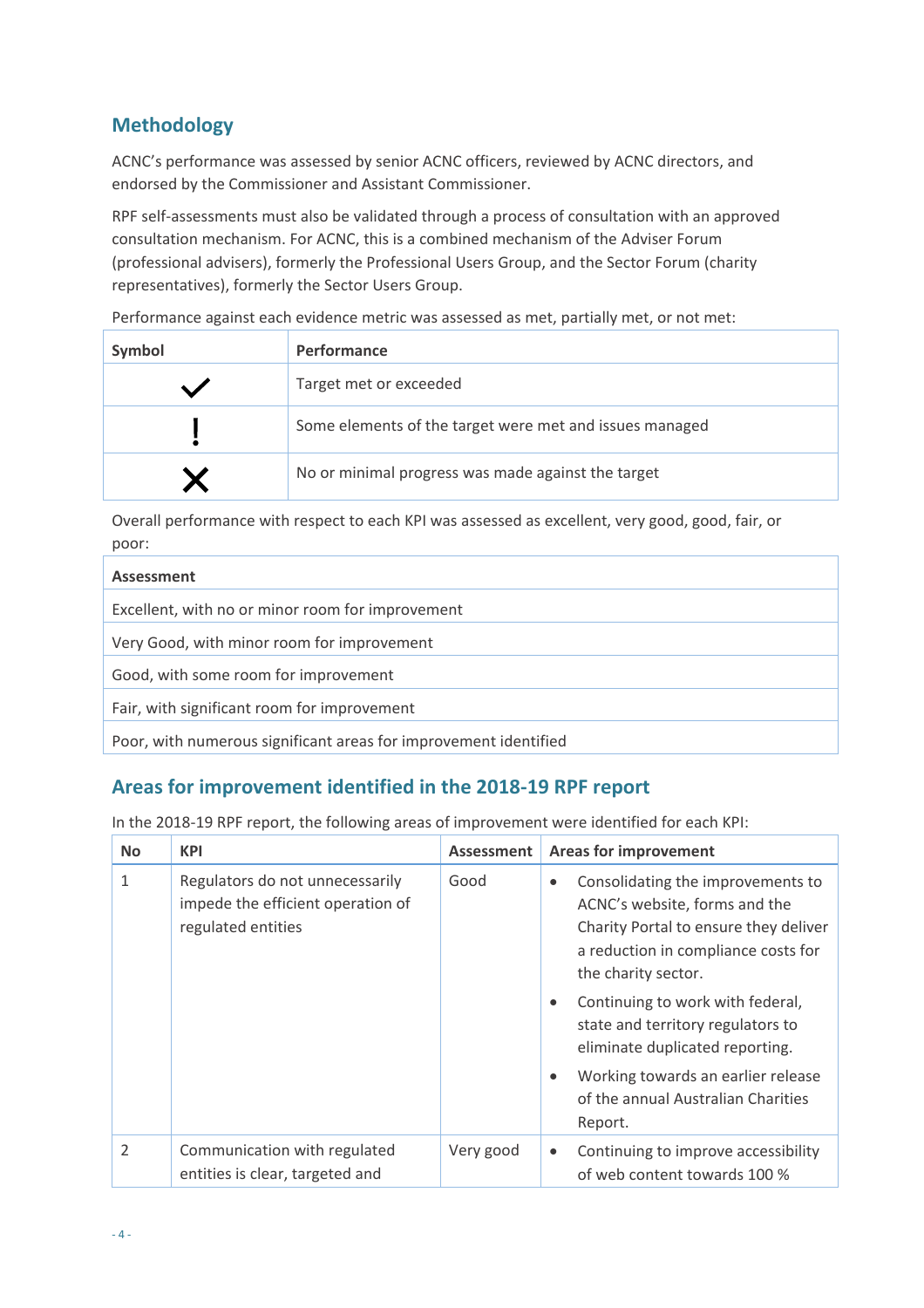## Methodology

ACNC's performance was assessed by senior ACNC officers, reviewed by ACNC directors, and endorsed by the Commissioner and Assistant Commissioner.

RPF self-assessments must also be validated through a process of consultation with an approved consultation mechanism. For ACNC, this is a combined mechanism of the Adviser Forum (professional advisers), formerly the Professional Users Group, and the Sector Forum (charity representatives), formerly the Sector Users Group.

Performance against each evidence metric was assessed as met, partially met, or not met:

| Symbol | Performance |
|---|---|
| ✓ | Target met or exceeded |
| ! | Some elements of the target were met and issues managed |
| ✗ | No or minimal progress was made against the target |

Overall performance with respect to each KPI was assessed as excellent, very good, good, fair, or poor:

| Assessment |
|---|
| Excellent, with no or minor room for improvement |
| Very Good, with minor room for improvement |
| Good, with some room for improvement |
| Fair, with significant room for improvement |
| Poor, with numerous significant areas for improvement identified |

## Areas for improvement identified in the 2018-19 RPF report

In the 2018-19 RPF report, the following areas of improvement were identified for each KPI:

| No | KPI | Assessment | Areas for improvement |
|---|---|---|---|
| 1 | Regulators do not unnecessarily impede the efficient operation of regulated entities | Good | • Consolidating the improvements to ACNC's website, forms and the Charity Portal to ensure they deliver a reduction in compliance costs for the charity sector.<br>• Continuing to work with federal, state and territory regulators to eliminate duplicated reporting.<br>• Working towards an earlier release of the annual Australian Charities Report. |
| 2 | Communication with regulated entities is clear, targeted and | Very good | • Continuing to improve accessibility of web content towards 100 % |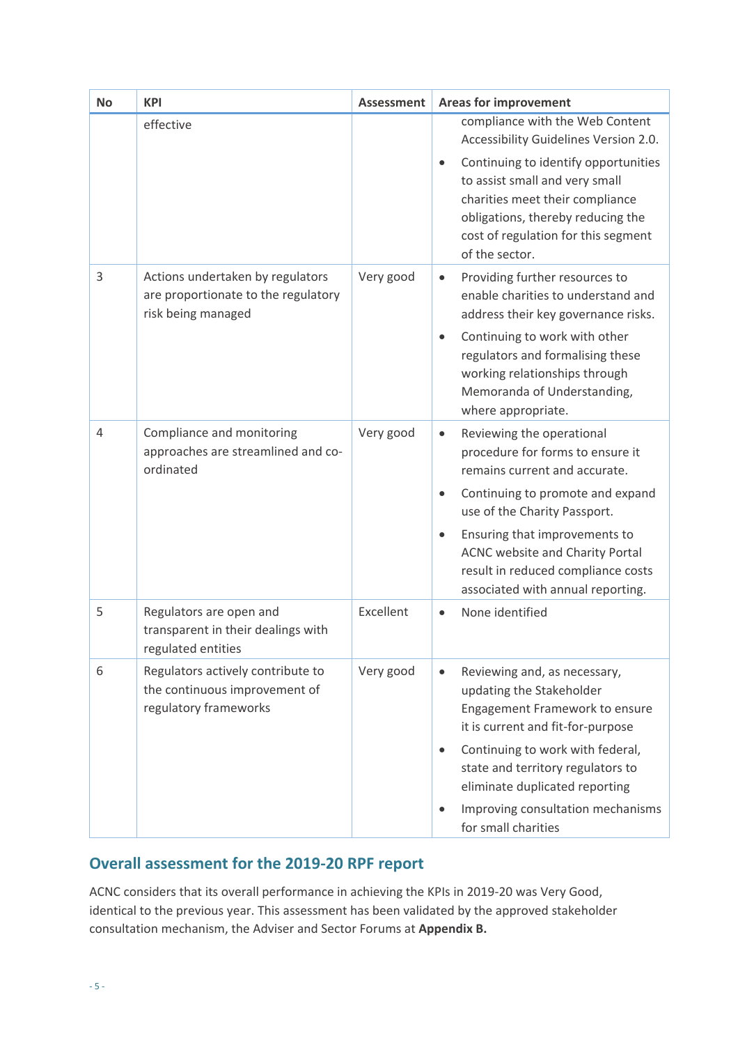| No | KPI | Assessment | Areas for improvement |
|---|---|---|---|
| | effective | | compliance with the Web Content Accessibility Guidelines Version 2.0.<br>• Continuing to identify opportunities to assist small and very small charities meet their compliance obligations, thereby reducing the cost of regulation for this segment of the sector. |
| 3 | Actions undertaken by regulators are proportionate to the regulatory risk being managed | Very good | • Providing further resources to enable charities to understand and address their key governance risks.<br>• Continuing to work with other regulators and formalising these working relationships through Memoranda of Understanding, where appropriate. |
| 4 | Compliance and monitoring approaches are streamlined and co-ordinated | Very good | • Reviewing the operational procedure for forms to ensure it remains current and accurate.<br>• Continuing to promote and expand use of the Charity Passport.<br>• Ensuring that improvements to ACNC website and Charity Portal result in reduced compliance costs associated with annual reporting. |
| 5 | Regulators are open and transparent in their dealings with regulated entities | Excellent | • None identified |
| 6 | Regulators actively contribute to the continuous improvement of regulatory frameworks | Very good | • Reviewing and, as necessary, updating the Stakeholder Engagement Framework to ensure it is current and fit-for-purpose<br>• Continuing to work with federal, state and territory regulators to eliminate duplicated reporting<br>• Improving consultation mechanisms for small charities |

## Overall assessment for the 2019-20 RPF report

ACNC considers that its overall performance in achieving the KPIs in 2019-20 was Very Good, identical to the previous year. This assessment has been validated by the approved stakeholder consultation mechanism, the Adviser and Sector Forums at **Appendix B.**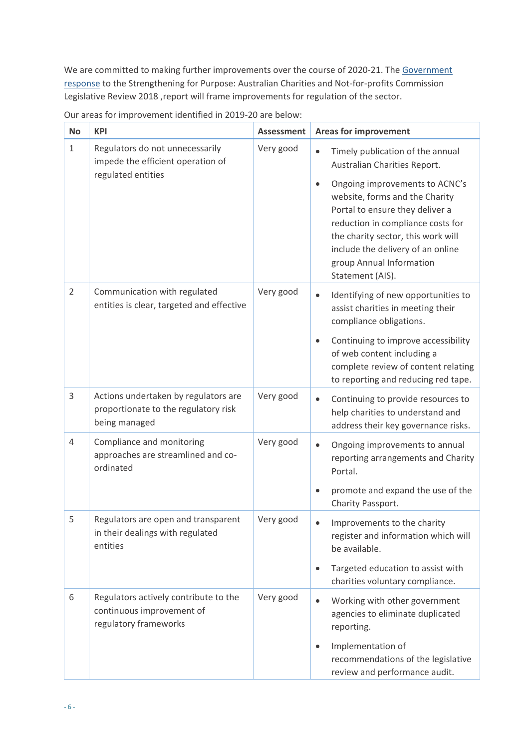We are committed to making further improvements over the course of 2020-21. The [Government response](#) to the Strengthening for Purpose: Australian Charities and Not-for-profits Commission Legislative Review 2018 ,report will frame improvements for regulation of the sector.

Our areas for improvement identified in 2019-20 are below:

| No | KPI | Assessment | Areas for improvement |
|---|---|---|---|
| 1 | Regulators do not unnecessarily impede the efficient operation of regulated entities | Very good | • Timely publication of the annual Australian Charities Report.<br>• Ongoing improvements to ACNC's website, forms and the Charity Portal to ensure they deliver a reduction in compliance costs for the charity sector, this work will include the delivery of an online group Annual Information Statement (AIS). |
| 2 | Communication with regulated entities is clear, targeted and effective | Very good | • Identifying of new opportunities to assist charities in meeting their compliance obligations.<br>• Continuing to improve accessibility of web content including a complete review of content relating to reporting and reducing red tape. |
| 3 | Actions undertaken by regulators are proportionate to the regulatory risk being managed | Very good | • Continuing to provide resources to help charities to understand and address their key governance risks. |
| 4 | Compliance and monitoring approaches are streamlined and co-ordinated | Very good | • Ongoing improvements to annual reporting arrangements and Charity Portal.<br>• promote and expand the use of the Charity Passport. |
| 5 | Regulators are open and transparent in their dealings with regulated entities | Very good | • Improvements to the charity register and information which will be available.<br>• Targeted education to assist with charities voluntary compliance. |
| 6 | Regulators actively contribute to the continuous improvement of regulatory frameworks | Very good | • Working with other government agencies to eliminate duplicated reporting.<br>• Implementation of recommendations of the legislative review and performance audit. |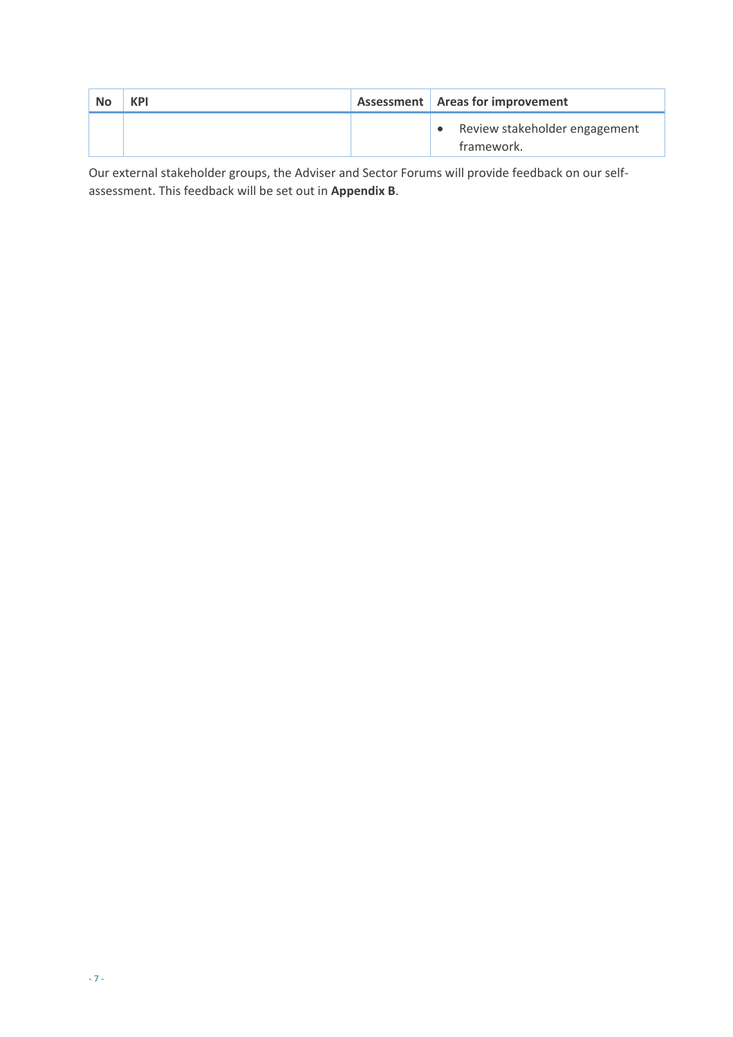| No | KPI | Assessment | Areas for improvement |
| --- | --- | --- | --- |
| | | | • Review stakeholder engagement framework. |

Our external stakeholder groups, the Adviser and Sector Forums will provide feedback on our self-assessment. This feedback will be set out in **Appendix B**.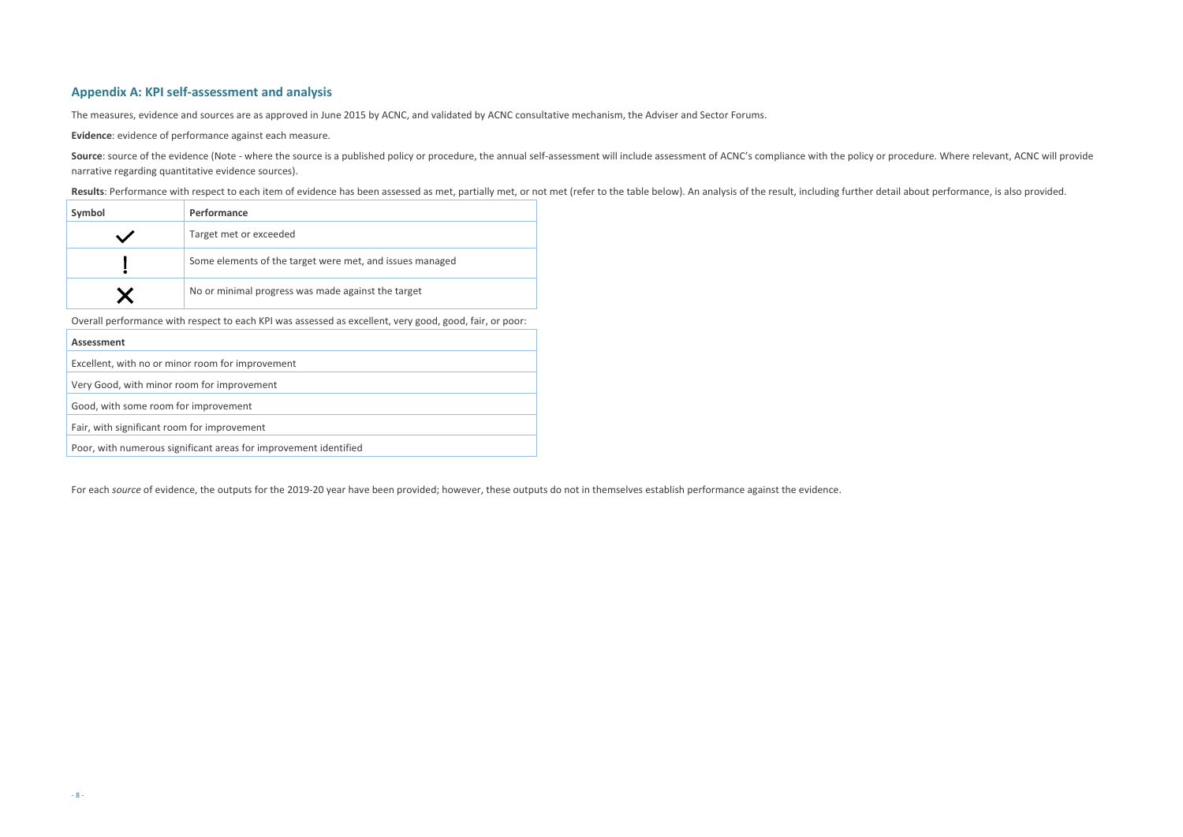## Appendix A: KPI self-assessment and analysis

The measures, evidence and sources are as approved in June 2015 by ACNC, and validated by ACNC consultative mechanism, the Adviser and Sector Forums.

**Evidence**: evidence of performance against each measure.

**Source**: source of the evidence (Note - where the source is a published policy or procedure, the annual self-assessment will include assessment of ACNC's compliance with the policy or procedure. Where relevant, ACNC will provide narrative regarding quantitative evidence sources).

**Results**: Performance with respect to each item of evidence has been assessed as met, partially met, or not met (refer to the table below). An analysis of the result, including further detail about performance, is also provided.

| Symbol | Performance |
|---|---|
| ✓ | Target met or exceeded |
| ! | Some elements of the target were met, and issues managed |
| ✗ | No or minimal progress was made against the target |

Overall performance with respect to each KPI was assessed as excellent, very good, good, fair, or poor:

| Assessment |
|---|
| Excellent, with no or minor room for improvement |
| Very Good, with minor room for improvement |
| Good, with some room for improvement |
| Fair, with significant room for improvement |
| Poor, with numerous significant areas for improvement identified |

For each *source* of evidence, the outputs for the 2019-20 year have been provided; however, these outputs do not in themselves establish performance against the evidence.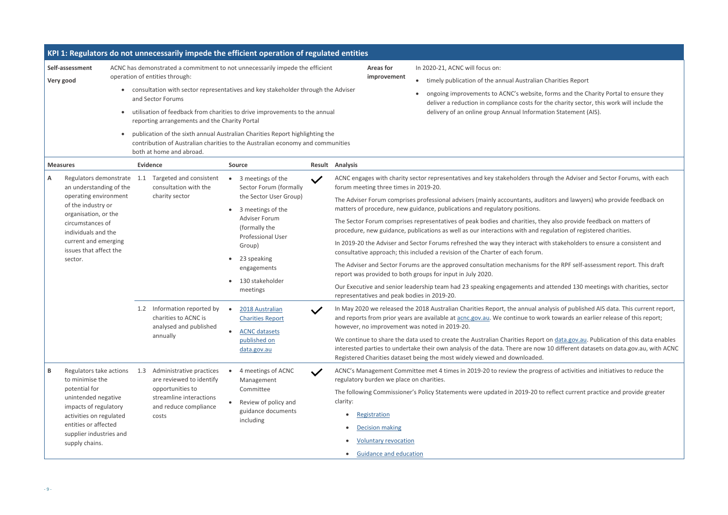## KPI 1: Regulators do not unnecessarily impede the efficient operation of regulated entities

**Self-assessment**

**Very good**

ACNC has demonstrated a commitment to not unnecessarily impede the efficient operation of entities through:

- consultation with sector representatives and key stakeholder through the Adviser and Sector Forums
- utilisation of feedback from charities to drive improvements to the annual reporting arrangements and the Charity Portal
- publication of the sixth annual Australian Charities Report highlighting the contribution of Australian charities to the Australian economy and communities both at home and abroad.

**Areas for improvement**

In 2020-21, ACNC will focus on:

- timely publication of the annual Australian Charities Report
- ongoing improvements to ACNC's website, forms and the Charity Portal to ensure they deliver a reduction in compliance costs for the charity sector, this work will include the delivery of an online group Annual Information Statement (AIS).

| | Measures | Evidence | Source | Result | Analysis |
|---|---|---|---|---|---|
| A | Regulators demonstrate an understanding of the operating environment of the industry or organisation, or the circumstances of individuals and the current and emerging issues that affect the sector. | 1.1 Targeted and consistent consultation with the charity sector | • 3 meetings of the Sector Forum (formally the Sector User Group)<br>• 3 meetings of the Adviser Forum (formally the Professional User Group)<br>• 23 speaking engagements<br>• 130 stakeholder meetings | ✓ | ACNC engages with charity sector representatives and key stakeholders through the Adviser and Sector Forums, with each forum meeting three times in 2019-20.<br><br>The Adviser Forum comprises professional advisers (mainly accountants, auditors and lawyers) who provide feedback on matters of procedure, new guidance, publications and regulatory positions.<br><br>The Sector Forum comprises representatives of peak bodies and charities, they also provide feedback on matters of procedure, new guidance, publications as well as our interactions with and regulation of registered charities.<br><br>In 2019-20 the Adviser and Sector Forums refreshed the way they interact with stakeholders to ensure a consistent and consultative approach; this included a revision of the Charter of each forum.<br><br>The Adviser and Sector Forums are the approved consultation mechanisms for the RPF self-assessment report. This draft report was provided to both groups for input in July 2020.<br><br>Our Executive and senior leadership team had 23 speaking engagements and attended 130 meetings with charities, sector representatives and peak bodies in 2019-20. |
| | | 1.2 Information reported by charities to ACNC is analysed and published annually | • 2018 Australian Charities Report<br>• ACNC datasets published on data.gov.au | ✓ | In May 2020 we released the 2018 Australian Charities Report, the annual analysis of published AIS data. This current report, and reports from prior years are available at acnc.gov.au. We continue to work towards an earlier release of this report; however, no improvement was noted in 2019-20.<br><br>We continue to share the data used to create the Australian Charities Report on data.gov.au. Publication of this data enables interested parties to undertake their own analysis of the data. There are now 10 different datasets on data.gov.au, with ACNC Registered Charities dataset being the most widely viewed and downloaded. |
| B | Regulators take actions to minimise the potential for unintended negative impacts of regulatory activities on regulated entities or affected supplier industries and supply chains. | 1.3 Administrative practices are reviewed to identify opportunities to streamline interactions and reduce compliance costs | • 4 meetings of ACNC Management Committee<br>• Review of policy and guidance documents including | ✓ | ACNC's Management Committee met 4 times in 2019-20 to review the progress of activities and initiatives to reduce the regulatory burden we place on charities.<br><br>The following Commissioner's Policy Statements were updated in 2019-20 to reflect current practice and provide greater clarity:<br>• Registration<br>• Decision making<br>• Voluntary revocation<br>• Guidance and education |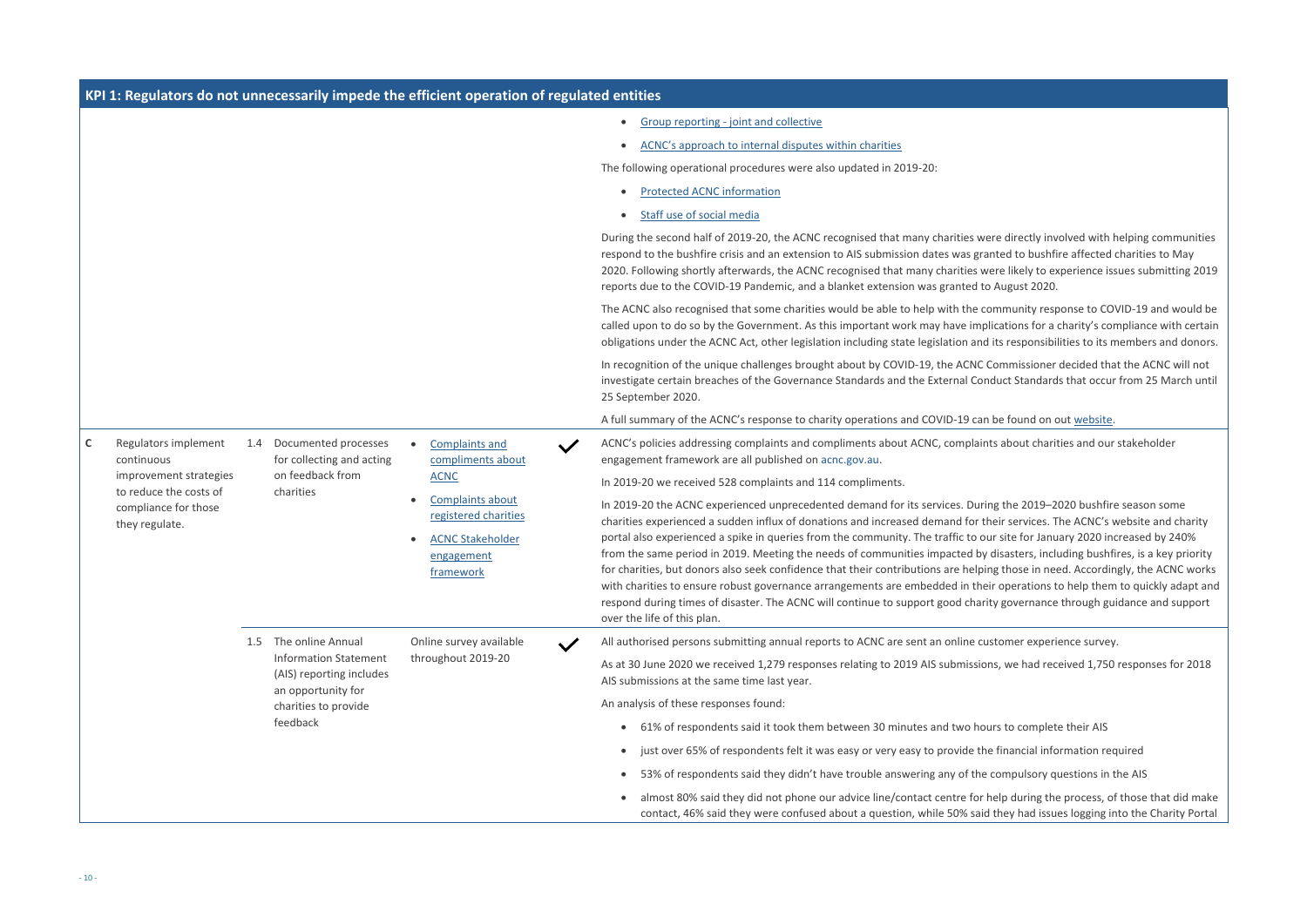## KPI 1: Regulators do not unnecessarily impede the efficient operation of regulated entities

| | | | | | |
|---|---|---|---|---|---|
| | | | | | • Group reporting - joint and collective<br>• ACNC's approach to internal disputes within charities<br>The following operational procedures were also updated in 2019-20:<br>• Protected ACNC information<br>• Staff use of social media<br>During the second half of 2019-20, the ACNC recognised that many charities were directly involved with helping communities respond to the bushfire crisis and an extension to AIS submission dates was granted to bushfire affected charities to May 2020. Following shortly afterwards, the ACNC recognised that many charities were likely to experience issues submitting 2019 reports due to the COVID-19 Pandemic, and a blanket extension was granted to August 2020.<br>The ACNC also recognised that some charities would be able to help with the community response to COVID-19 and would be called upon to do so by the Government. As this important work may have implications for a charity's compliance with certain obligations under the ACNC Act, other legislation including state legislation and its responsibilities to its members and donors.<br>In recognition of the unique challenges brought about by COVID-19, the ACNC Commissioner decided that the ACNC will not investigate certain breaches of the Governance Standards and the External Conduct Standards that occur from 25 March until 25 September 2020.<br>A full summary of the ACNC's response to charity operations and COVID-19 can be found on out website. |
| C | Regulators implement continuous improvement strategies to reduce the costs of compliance for those they regulate. | 1.4 Documented processes for collecting and acting on feedback from charities | • Complaints and compliments about ACNC<br>• Complaints about registered charities<br>• ACNC Stakeholder engagement framework | ✓ | ACNC's policies addressing complaints and compliments about ACNC, complaints about charities and our stakeholder engagement framework are all published on acnc.gov.au.<br>In 2019-20 we received 528 complaints and 114 compliments.<br>In 2019-20 the ACNC experienced unprecedented demand for its services. During the 2019–2020 bushfire season some charities experienced a sudden influx of donations and increased demand for their services. The ACNC's website and charity portal also experienced a spike in queries from the community. The traffic to our site for January 2020 increased by 240% from the same period in 2019. Meeting the needs of communities impacted by disasters, including bushfires, is a key priority for charities, but donors also seek confidence that their contributions are helping those in need. Accordingly, the ACNC works with charities to ensure robust governance arrangements are embedded in their operations to help them to quickly adapt and respond during times of disaster. The ACNC will continue to support good charity governance through guidance and support over the life of this plan. |
| | | 1.5 The online Annual Information Statement (AIS) reporting includes an opportunity for charities to provide feedback | Online survey available throughout 2019-20 | ✓ | All authorised persons submitting annual reports to ACNC are sent an online customer experience survey.<br>As at 30 June 2020 we received 1,279 responses relating to 2019 AIS submissions, we had received 1,750 responses for 2018 AIS submissions at the same time last year.<br>An analysis of these responses found:<br>• 61% of respondents said it took them between 30 minutes and two hours to complete their AIS<br>• just over 65% of respondents felt it was easy or very easy to provide the financial information required<br>• 53% of respondents said they didn't have trouble answering any of the compulsory questions in the AIS<br>• almost 80% said they did not phone our advice line/contact centre for help during the process, of those that did make contact, 46% said they were confused about a question, while 50% said they had issues logging into the Charity Portal |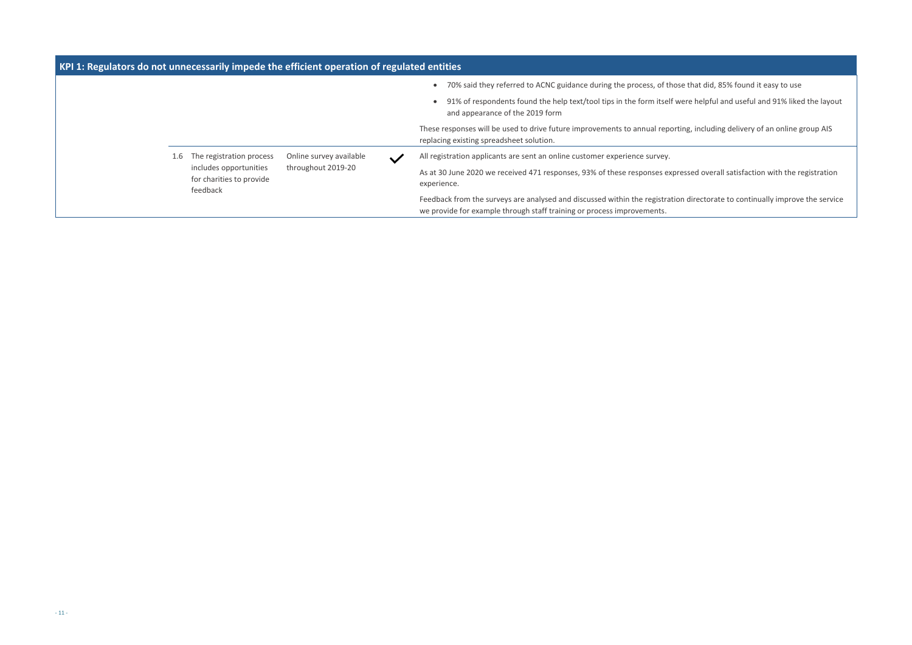| KPI 1: Regulators do not unnecessarily impede the efficient operation of regulated entities | | | |
|---|---|---|---|
| | | | • 70% said they referred to ACNC guidance during the process, of those that did, 85% found it easy to use<br>• 91% of respondents found the help text/tool tips in the form itself were helpful and useful and 91% liked the layout and appearance of the 2019 form<br>These responses will be used to drive future improvements to annual reporting, including delivery of an online group AIS replacing existing spreadsheet solution. |
| 1.6 The registration process includes opportunities for charities to provide feedback | Online survey available throughout 2019-20 | ✓ | All registration applicants are sent an online customer experience survey.<br>As at 30 June 2020 we received 471 responses, 93% of these responses expressed overall satisfaction with the registration experience.<br>Feedback from the surveys are analysed and discussed within the registration directorate to continually improve the service we provide for example through staff training or process improvements. |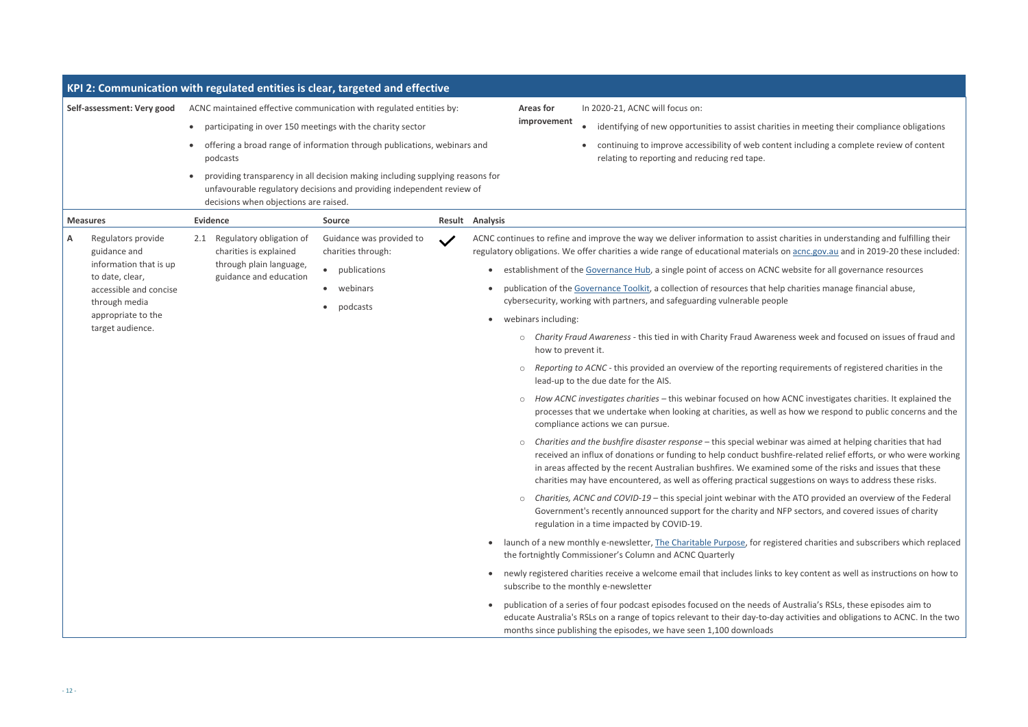## KPI 2: Communication with regulated entities is clear, targeted and effective

**Self-assessment: Very good**

ACNC maintained effective communication with regulated entities by:

- participating in over 150 meetings with the charity sector
- offering a broad range of information through publications, webinars and podcasts
- providing transparency in all decision making including supplying reasons for unfavourable regulatory decisions and providing independent review of decisions when objections are raised.

**Areas for improvement**

In 2020-21, ACNC will focus on:

- identifying of new opportunities to assist charities in meeting their compliance obligations
- continuing to improve accessibility of web content including a complete review of content relating to reporting and reducing red tape.

| Measures | Evidence | Source | Result | Analysis |
|---|---|---|---|---|
| **A** Regulators provide guidance and information that is up to date, clear, accessible and concise through media appropriate to the target audience. | 2.1 Regulatory obligation of charities is explained through plain language, guidance and education | Guidance was provided to charities through:<br>• publications<br>• webinars<br>• podcasts | ✓ | ACNC continues to refine and improve the way we deliver information to assist charities in understanding and fulfilling their regulatory obligations. We offer charities a wide range of educational materials on acnc.gov.au and in 2019-20 these included:<br>• establishment of the Governance Hub, a single point of access on ACNC website for all governance resources<br>• publication of the Governance Toolkit, a collection of resources that help charities manage financial abuse, cybersecurity, working with partners, and safeguarding vulnerable people<br>• webinars including:<br>  ○ *Charity Fraud Awareness* - this tied in with Charity Fraud Awareness week and focused on issues of fraud and how to prevent it.<br>  ○ *Reporting to ACNC* - this provided an overview of the reporting requirements of registered charities in the lead-up to the due date for the AIS.<br>  ○ *How ACNC investigates charities* – this webinar focused on how ACNC investigates charities. It explained the processes that we undertake when looking at charities, as well as how we respond to public concerns and the compliance actions we can pursue.<br>  ○ *Charities and the bushfire disaster response* – this special webinar was aimed at helping charities that had received an influx of donations or funding to help conduct bushfire-related relief efforts, or who were working in areas affected by the recent Australian bushfires. We examined some of the risks and issues that these charities may have encountered, as well as offering practical suggestions on ways to address these risks.<br>  ○ *Charities, ACNC and COVID-19* – this special joint webinar with the ATO provided an overview of the Federal Government's recently announced support for the charity and NFP sectors, and covered issues of charity regulation in a time impacted by COVID-19.<br>• launch of a new monthly e-newsletter, The Charitable Purpose, for registered charities and subscribers which replaced the fortnightly Commissioner's Column and ACNC Quarterly<br>• newly registered charities receive a welcome email that includes links to key content as well as instructions on how to subscribe to the monthly e-newsletter<br>• publication of a series of four podcast episodes focused on the needs of Australia's RSLs, these episodes aim to educate Australia's RSLs on a range of topics relevant to their day-to-day activities and obligations to ACNC. In the two months since publishing the episodes, we have seen 1,100 downloads |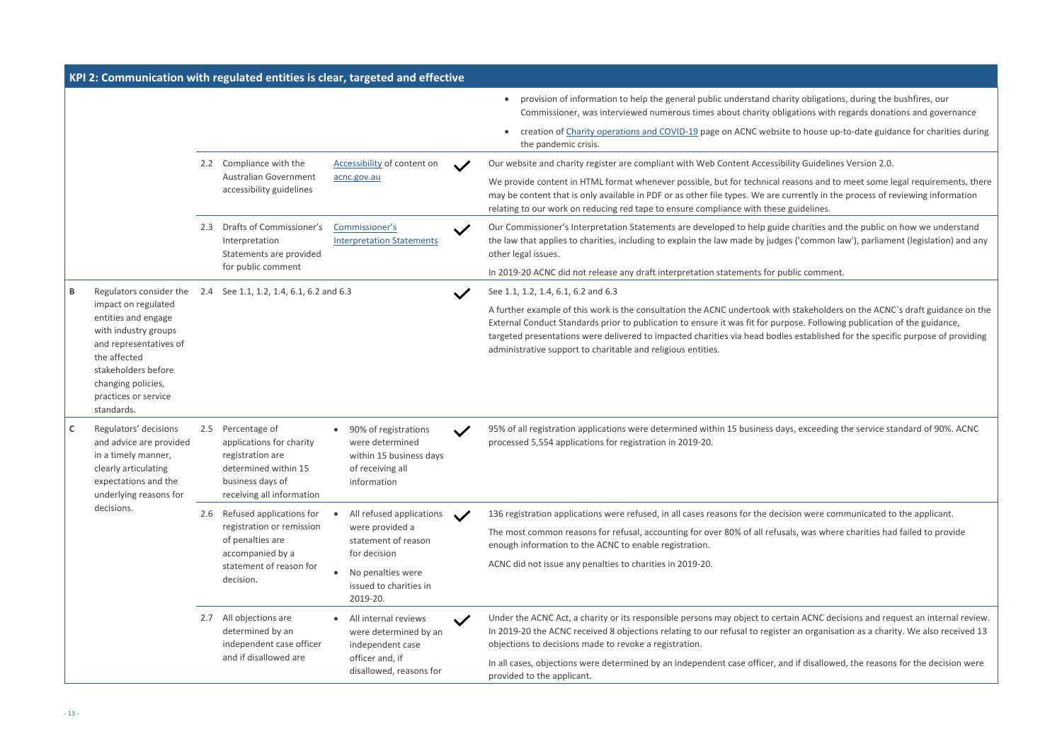## KPI 2: Communication with regulated entities is clear, targeted and effective

| | | | | | |
|---|---|---|---|---|---|
| | | | | | • provision of information to help the general public understand charity obligations, during the bushfires, our Commissioner, was interviewed numerous times about charity obligations with regards donations and governance<br>• creation of [Charity operations and COVID-19](#) page on ACNC website to house up-to-date guidance for charities during the pandemic crisis. |
| | | 2.2 Compliance with the Australian Government accessibility guidelines | [Accessibility](#) of content on [acnc.gov.au](#) | ✓ | Our website and charity register are compliant with Web Content Accessibility Guidelines Version 2.0.<br>We provide content in HTML format whenever possible, but for technical reasons and to meet some legal requirements, there may be content that is only available in PDF or as other file types. We are currently in the process of reviewing information relating to our work on reducing red tape to ensure compliance with these guidelines. |
| | | 2.3 Drafts of Commissioner's Interpretation Statements are provided for public comment | [Commissioner's Interpretation Statements](#) | ✓ | Our Commissioner's Interpretation Statements are developed to help guide charities and the public on how we understand the law that applies to charities, including to explain the law made by judges ('common law'), parliament (legislation) and any other legal issues.<br>In 2019-20 ACNC did not release any draft interpretation statements for public comment. |
| B | Regulators consider the impact on regulated entities and engage with industry groups and representatives of the affected stakeholders before changing policies, practices or service standards. | 2.4 See 1.1, 1.2, 1.4, 6.1, 6.2 and 6.3 | | ✓ | See 1.1, 1.2, 1.4, 6.1, 6.2 and 6.3<br>A further example of this work is the consultation the ACNC undertook with stakeholders on the ACNC`s draft guidance on the External Conduct Standards prior to publication to ensure it was fit for purpose. Following publication of the guidance, targeted presentations were delivered to impacted charities via head bodies established for the specific purpose of providing administrative support to charitable and religious entities. |
| C | Regulators' decisions and advice are provided in a timely manner, clearly articulating expectations and the underlying reasons for decisions. | 2.5 Percentage of applications for charity registration are determined within 15 business days of receiving all information | • 90% of registrations were determined within 15 business days of receiving all information | ✓ | 95% of all registration applications were determined within 15 business days, exceeding the service standard of 90%. ACNC processed 5,554 applications for registration in 2019-20. |
| | | 2.6 Refused applications for registration or remission of penalties are accompanied by a statement of reason for decision. | • All refused applications were provided a statement of reason for decision<br>• No penalties were issued to charities in 2019-20. | ✓ | 136 registration applications were refused, in all cases reasons for the decision were communicated to the applicant.<br>The most common reasons for refusal, accounting for over 80% of all refusals, was where charities had failed to provide enough information to the ACNC to enable registration.<br>ACNC did not issue any penalties to charities in 2019-20. |
| | | 2.7 All objections are determined by an independent case officer and if disallowed are | • All internal reviews were determined by an independent case officer and, if disallowed, reasons for | ✓ | Under the ACNC Act, a charity or its responsible persons may object to certain ACNC decisions and request an internal review. In 2019-20 the ACNC received 8 objections relating to our refusal to register an organisation as a charity. We also received 13 objections to decisions made to revoke a registration.<br>In all cases, objections were determined by an independent case officer, and if disallowed, the reasons for the decision were provided to the applicant. |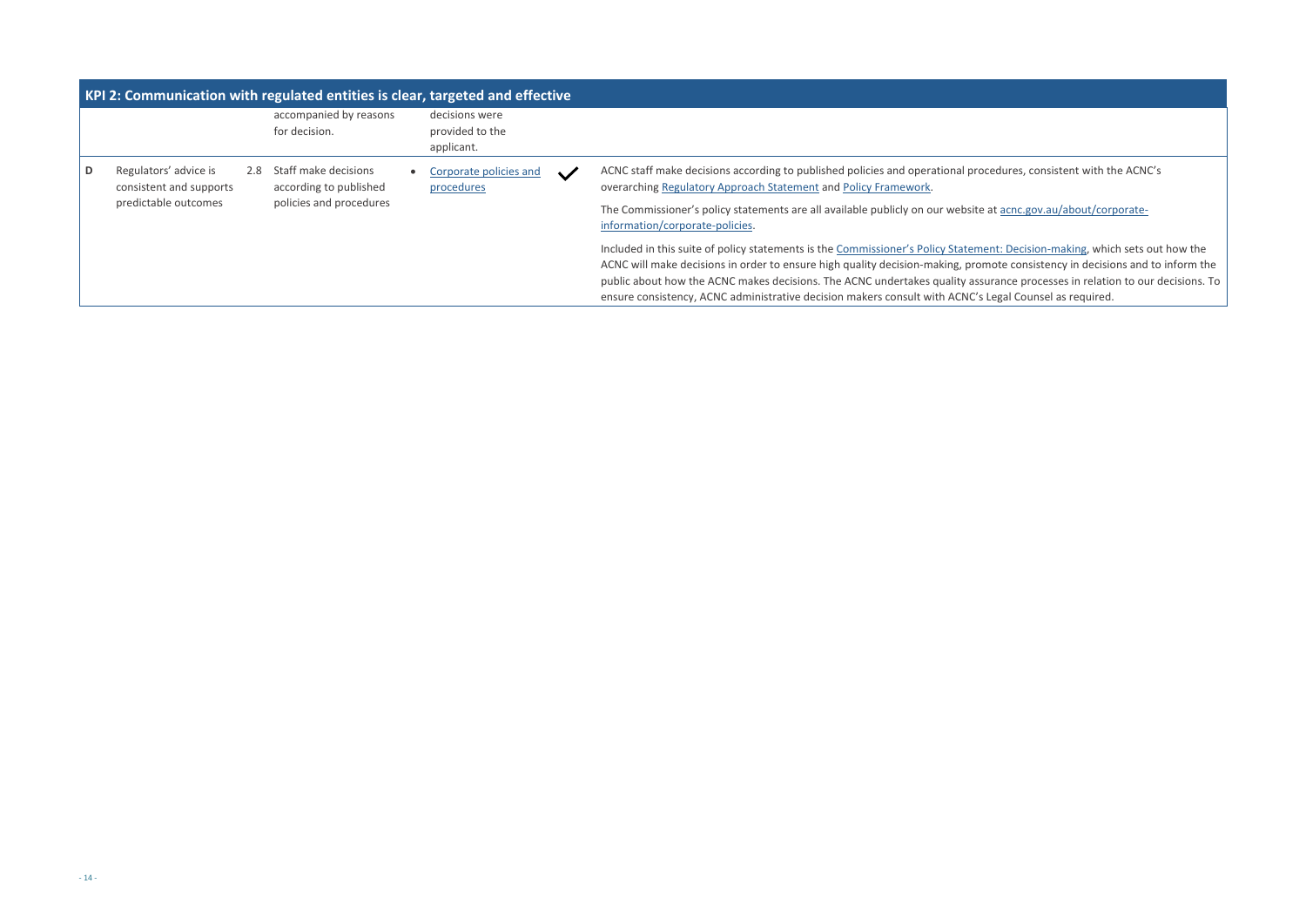| KPI 2: Communication with regulated entities is clear, targeted and effective | | | | | |
|---|---|---|---|---|---|
| | | accompanied by reasons for decision. | decisions were provided to the applicant. | | |
| D | Regulators' advice is consistent and supports predictable outcomes | 2.8 Staff make decisions according to published policies and procedures | • Corporate policies and procedures | ✓ | ACNC staff make decisions according to published policies and operational procedures, consistent with the ACNC's overarching Regulatory Approach Statement and Policy Framework.<br><br>The Commissioner's policy statements are all available publicly on our website at acnc.gov.au/about/corporate-information/corporate-policies.<br><br>Included in this suite of policy statements is the Commissioner's Policy Statement: Decision-making, which sets out how the ACNC will make decisions in order to ensure high quality decision-making, promote consistency in decisions and to inform the public about how the ACNC makes decisions. The ACNC undertakes quality assurance processes in relation to our decisions. To ensure consistency, ACNC administrative decision makers consult with ACNC's Legal Counsel as required. |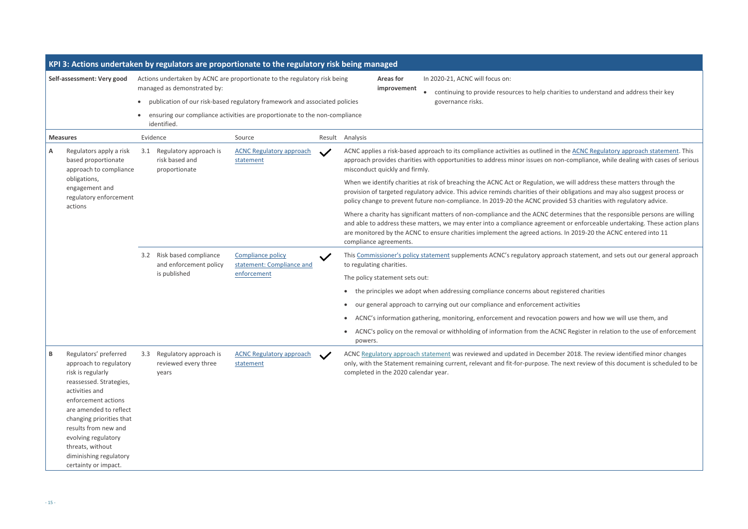## KPI 3: Actions undertaken by regulators are proportionate to the regulatory risk being managed

**Self-assessment: Very good**

Actions undertaken by ACNC are proportionate to the regulatory risk being managed as demonstrated by:

- publication of our risk-based regulatory framework and associated policies
- ensuring our compliance activities are proportionate to the non-compliance identified.

**Areas for improvement**

In 2020-21, ACNC will focus on:

- continuing to provide resources to help charities to understand and address their key governance risks.

| Measures | Evidence | Source | Result | Analysis |
|---|---|---|---|---|
| **A** Regulators apply a risk based proportionate approach to compliance obligations, engagement and regulatory enforcement actions | 3.1 Regulatory approach is risk based and proportionate | ACNC Regulatory approach statement | ✓ | ACNC applies a risk-based approach to its compliance activities as outlined in the ACNC Regulatory approach statement. This approach provides charities with opportunities to address minor issues on non-compliance, while dealing with cases of serious misconduct quickly and firmly.<br><br>When we identify charities at risk of breaching the ACNC Act or Regulation, we will address these matters through the provision of targeted regulatory advice. This advice reminds charities of their obligations and may also suggest process or policy change to prevent future non-compliance. In 2019-20 the ACNC provided 53 charities with regulatory advice.<br><br>Where a charity has significant matters of non-compliance and the ACNC determines that the responsible persons are willing and able to address these matters, we may enter into a compliance agreement or enforceable undertaking. These action plans are monitored by the ACNC to ensure charities implement the agreed actions. In 2019-20 the ACNC entered into 11 compliance agreements. |
| | 3.2 Risk based compliance and enforcement policy is published | Compliance policy statement: Compliance and enforcement | ✓ | This Commissioner's policy statement supplements ACNC's regulatory approach statement, and sets out our general approach to regulating charities.<br><br>The policy statement sets out:<br>• the principles we adopt when addressing compliance concerns about registered charities<br>• our general approach to carrying out our compliance and enforcement activities<br>• ACNC's information gathering, monitoring, enforcement and revocation powers and how we will use them, and<br>• ACNC's policy on the removal or withholding of information from the ACNC Register in relation to the use of enforcement powers. |
| **B** Regulators' preferred approach to regulatory risk is regularly reassessed. Strategies, activities and enforcement actions are amended to reflect changing priorities that results from new and evolving regulatory threats, without diminishing regulatory certainty or impact. | 3.3 Regulatory approach is reviewed every three years | ACNC Regulatory approach statement | ✓ | ACNC Regulatory approach statement was reviewed and updated in December 2018. The review identified minor changes only, with the Statement remaining current, relevant and fit-for-purpose. The next review of this document is scheduled to be completed in the 2020 calendar year. |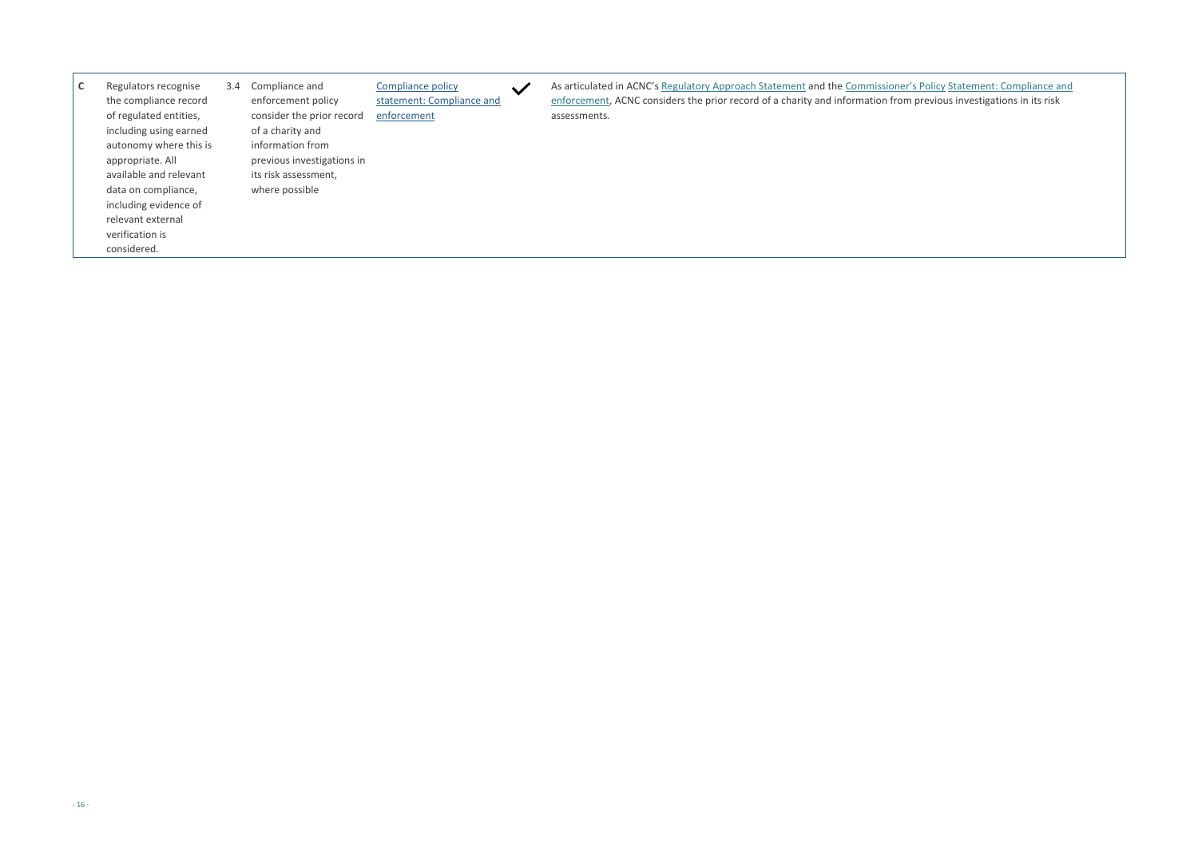| C | Regulators recognise the compliance record of regulated entities, including using earned autonomy where this is appropriate. All available and relevant data on compliance, including evidence of relevant external verification is considered. | 3.4 | Compliance and enforcement policy consider the prior record of a charity and information from previous investigations in its risk assessment, where possible | Compliance policy statement: Compliance and enforcement | ✓ | As articulated in ACNC's Regulatory Approach Statement and the Commissioner's Policy Statement: Compliance and enforcement, ACNC considers the prior record of a charity and information from previous investigations in its risk assessments. |
|---|---|---|---|---|---|---|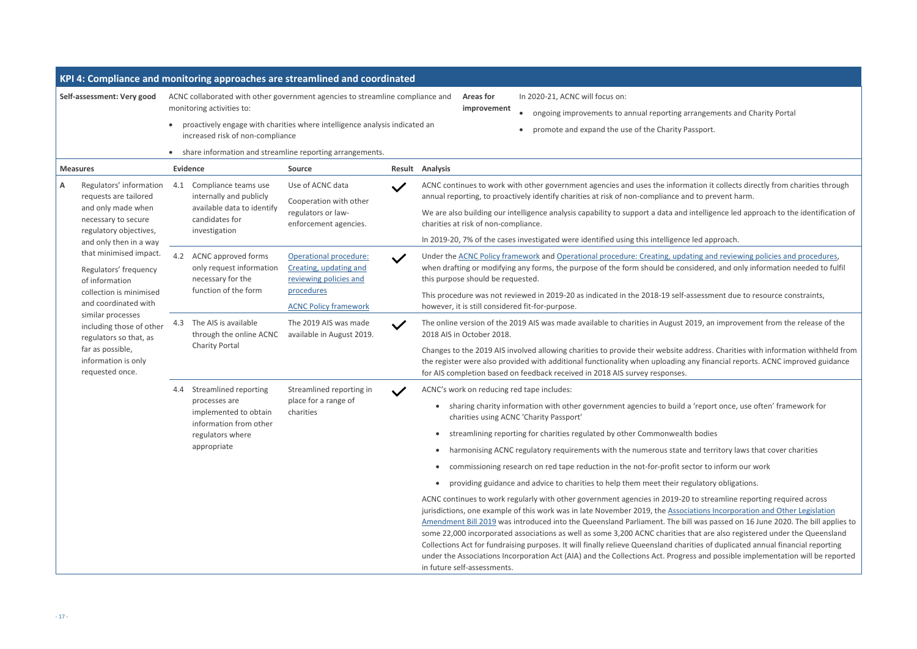## KPI 4: Compliance and monitoring approaches are streamlined and coordinated

**Self-assessment: Very good**

ACNC collaborated with other government agencies to streamline compliance and monitoring activities to:

- proactively engage with charities where intelligence analysis indicated an increased risk of non-compliance
- share information and streamline reporting arrangements.

**Areas for improvement**

In 2020-21, ACNC will focus on:

- ongoing improvements to annual reporting arrangements and Charity Portal
- promote and expand the use of the Charity Passport.

| Measures | Evidence | Source | Result | Analysis |
|---|---|---|---|---|
| **A** Regulators' information requests are tailored and only made when necessary to secure regulatory objectives, and only then in a way that minimised impact. Regulators' frequency of information collection is minimised and coordinated with similar processes including those of other regulators so that, as far as possible, information is only requested once. | 4.1 Compliance teams use internally and publicly available data to identify candidates for investigation | Use of ACNC data<br>Cooperation with other regulators or law-enforcement agencies. | ✓ | ACNC continues to work with other government agencies and uses the information it collects directly from charities through annual reporting, to proactively identify charities at risk of non-compliance and to prevent harm.<br>We are also building our intelligence analysis capability to support a data and intelligence led approach to the identification of charities at risk of non-compliance.<br>In 2019-20, 7% of the cases investigated were identified using this intelligence led approach. |
| | 4.2 ACNC approved forms only request information necessary for the function of the form | Operational procedure: Creating, updating and reviewing policies and procedures<br>ACNC Policy framework | ✓ | Under the ACNC Policy framework and Operational procedure: Creating, updating and reviewing policies and procedures, when drafting or modifying any forms, the purpose of the form should be considered, and only information needed to fulfil this purpose should be requested.<br>This procedure was not reviewed in 2019-20 as indicated in the 2018-19 self-assessment due to resource constraints, however, it is still considered fit-for-purpose. |
| | 4.3 The AIS is available through the online ACNC Charity Portal | The 2019 AIS was made available in August 2019. | ✓ | The online version of the 2019 AIS was made available to charities in August 2019, an improvement from the release of the 2018 AIS in October 2018.<br>Changes to the 2019 AIS involved allowing charities to provide their website address. Charities with information withheld from the register were also provided with additional functionality when uploading any financial reports. ACNC improved guidance for AIS completion based on feedback received in 2018 AIS survey responses. |
| | 4.4 Streamlined reporting processes are implemented to obtain information from other regulators where appropriate | Streamlined reporting in place for a range of charities | ✓ | ACNC's work on reducing red tape includes:<br>• sharing charity information with other government agencies to build a 'report once, use often' framework for charities using ACNC 'Charity Passport'<br>• streamlining reporting for charities regulated by other Commonwealth bodies<br>• harmonising ACNC regulatory requirements with the numerous state and territory laws that cover charities<br>• commissioning research on red tape reduction in the not-for-profit sector to inform our work<br>• providing guidance and advice to charities to help them meet their regulatory obligations.<br>ACNC continues to work regularly with other government agencies in 2019-20 to streamline reporting required across jurisdictions, one example of this work was in late November 2019, the Associations Incorporation and Other Legislation Amendment Bill 2019 was introduced into the Queensland Parliament. The bill was passed on 16 June 2020. The bill applies to some 22,000 incorporated associations as well as some 3,200 ACNC charities that are also registered under the Queensland Collections Act for fundraising purposes. It will finally relieve Queensland charities of duplicated annual financial reporting under the Associations Incorporation Act (AIA) and the Collections Act. Progress and possible implementation will be reported in future self-assessments. |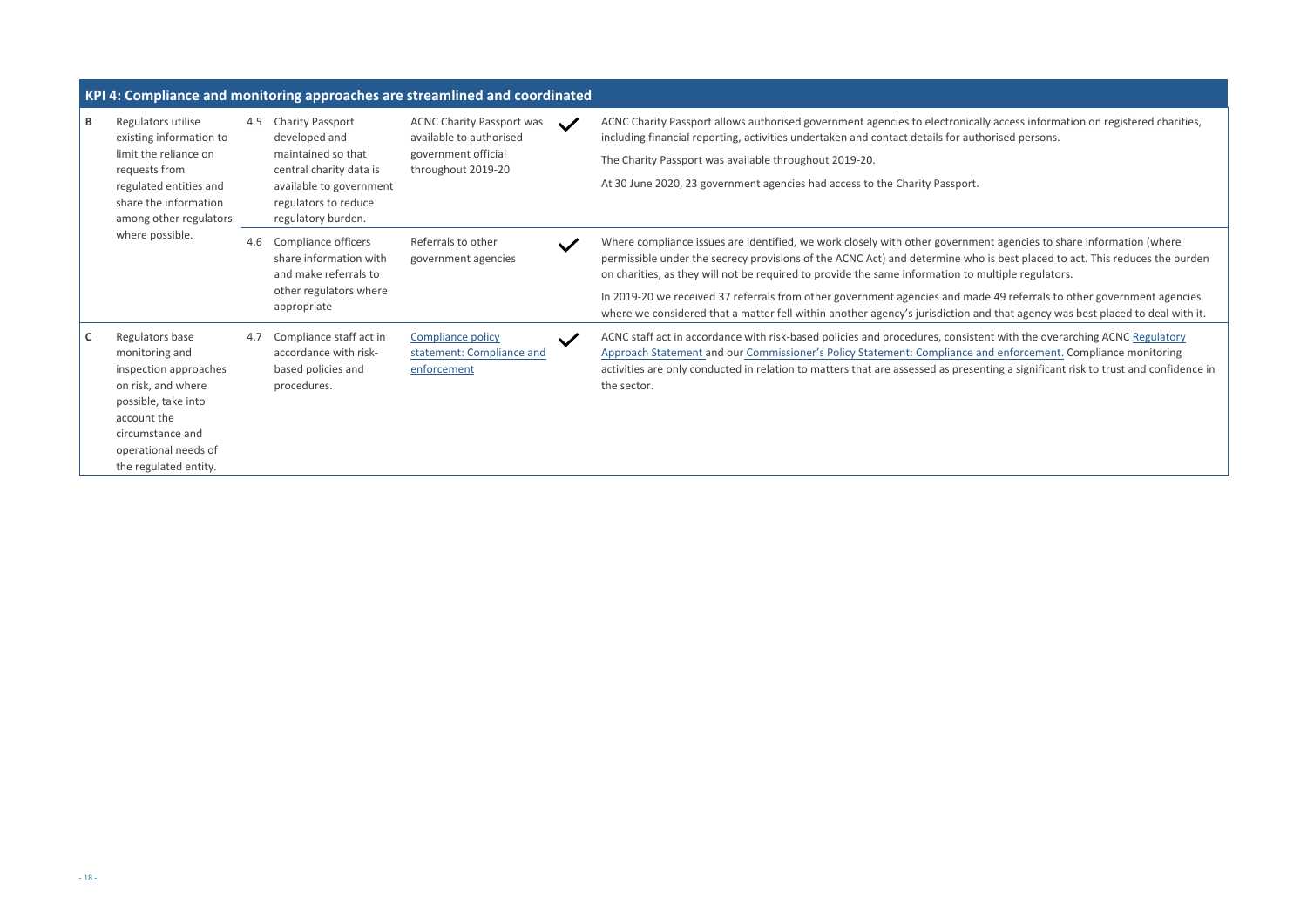## KPI 4: Compliance and monitoring approaches are streamlined and coordinated

| | | | | | | |
|---|---|---|---|---|---|---|
| **B** | Regulators utilise existing information to limit the reliance on requests from regulated entities and share the information among other regulators where possible. | 4.5 | Charity Passport developed and maintained so that central charity data is available to government regulators to reduce regulatory burden. | ACNC Charity Passport was available to authorised government official throughout 2019-20 | ✓ | ACNC Charity Passport allows authorised government agencies to electronically access information on registered charities, including financial reporting, activities undertaken and contact details for authorised persons.<br>The Charity Passport was available throughout 2019-20.<br>At 30 June 2020, 23 government agencies had access to the Charity Passport. |
| | | 4.6 | Compliance officers share information with and make referrals to other regulators where appropriate | Referrals to other government agencies | ✓ | Where compliance issues are identified, we work closely with other government agencies to share information (where permissible under the secrecy provisions of the ACNC Act) and determine who is best placed to act. This reduces the burden on charities, as they will not be required to provide the same information to multiple regulators.<br>In 2019-20 we received 37 referrals from other government agencies and made 49 referrals to other government agencies where we considered that a matter fell within another agency's jurisdiction and that agency was best placed to deal with it. |
| **C** | Regulators base monitoring and inspection approaches on risk, and where possible, take into account the circumstance and operational needs of the regulated entity. | 4.7 | Compliance staff act in accordance with risk-based policies and procedures. | Compliance policy statement: Compliance and enforcement | ✓ | ACNC staff act in accordance with risk-based policies and procedures, consistent with the overarching ACNC Regulatory Approach Statement and our Commissioner's Policy Statement: Compliance and enforcement. Compliance monitoring activities are only conducted in relation to matters that are assessed as presenting a significant risk to trust and confidence in the sector. |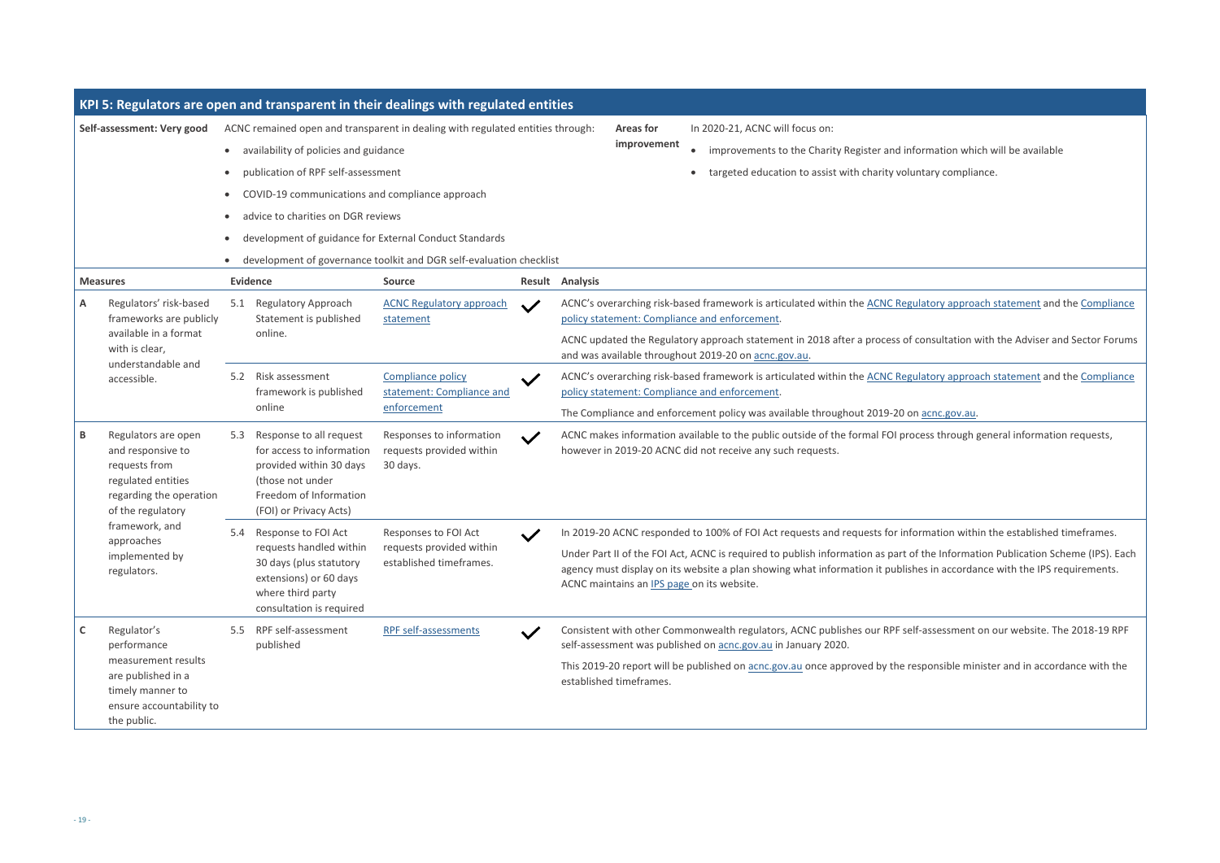## KPI 5: Regulators are open and transparent in their dealings with regulated entities

**Self-assessment: Very good**

ACNC remained open and transparent in dealing with regulated entities through:

- availability of policies and guidance
- publication of RPF self-assessment
- COVID-19 communications and compliance approach
- advice to charities on DGR reviews
- development of guidance for External Conduct Standards
- development of governance toolkit and DGR self-evaluation checklist

**Areas for improvement**

In 2020-21, ACNC will focus on:

- improvements to the Charity Register and information which will be available
- targeted education to assist with charity voluntary compliance.

| Measures | | Evidence | Source | Result | Analysis |
|---|---|---|---|---|---|
| A | Regulators' risk-based frameworks are publicly available in a format with is clear, understandable and accessible. | 5.1 Regulatory Approach Statement is published online. | ACNC Regulatory approach statement | ✓ | ACNC's overarching risk-based framework is articulated within the ACNC Regulatory approach statement and the Compliance policy statement: Compliance and enforcement.<br><br>ACNC updated the Regulatory approach statement in 2018 after a process of consultation with the Adviser and Sector Forums and was available throughout 2019-20 on acnc.gov.au. |
| | | 5.2 Risk assessment framework is published online | Compliance policy statement: Compliance and enforcement | ✓ | ACNC's overarching risk-based framework is articulated within the ACNC Regulatory approach statement and the Compliance policy statement: Compliance and enforcement.<br><br>The Compliance and enforcement policy was available throughout 2019-20 on acnc.gov.au. |
| B | Regulators are open and responsive to requests from regulated entities regarding the operation of the regulatory framework, and approaches implemented by regulators. | 5.3 Response to all request for access to information provided within 30 days (those not under Freedom of Information (FOI) or Privacy Acts) | Responses to information requests provided within 30 days. | ✓ | ACNC makes information available to the public outside of the formal FOI process through general information requests, however in 2019-20 ACNC did not receive any such requests. |
| | | 5.4 Response to FOI Act requests handled within 30 days (plus statutory extensions) or 60 days where third party consultation is required | Responses to FOI Act requests provided within established timeframes. | ✓ | In 2019-20 ACNC responded to 100% of FOI Act requests and requests for information within the established timeframes.<br><br>Under Part II of the FOI Act, ACNC is required to publish information as part of the Information Publication Scheme (IPS). Each agency must display on its website a plan showing what information it publishes in accordance with the IPS requirements. ACNC maintains an IPS page on its website. |
| C | Regulator's performance measurement results are published in a timely manner to ensure accountability to the public. | 5.5 RPF self-assessment published | RPF self-assessments | ✓ | Consistent with other Commonwealth regulators, ACNC publishes our RPF self-assessment on our website. The 2018-19 RPF self-assessment was published on acnc.gov.au in January 2020.<br><br>This 2019-20 report will be published on acnc.gov.au once approved by the responsible minister and in accordance with the established timeframes. |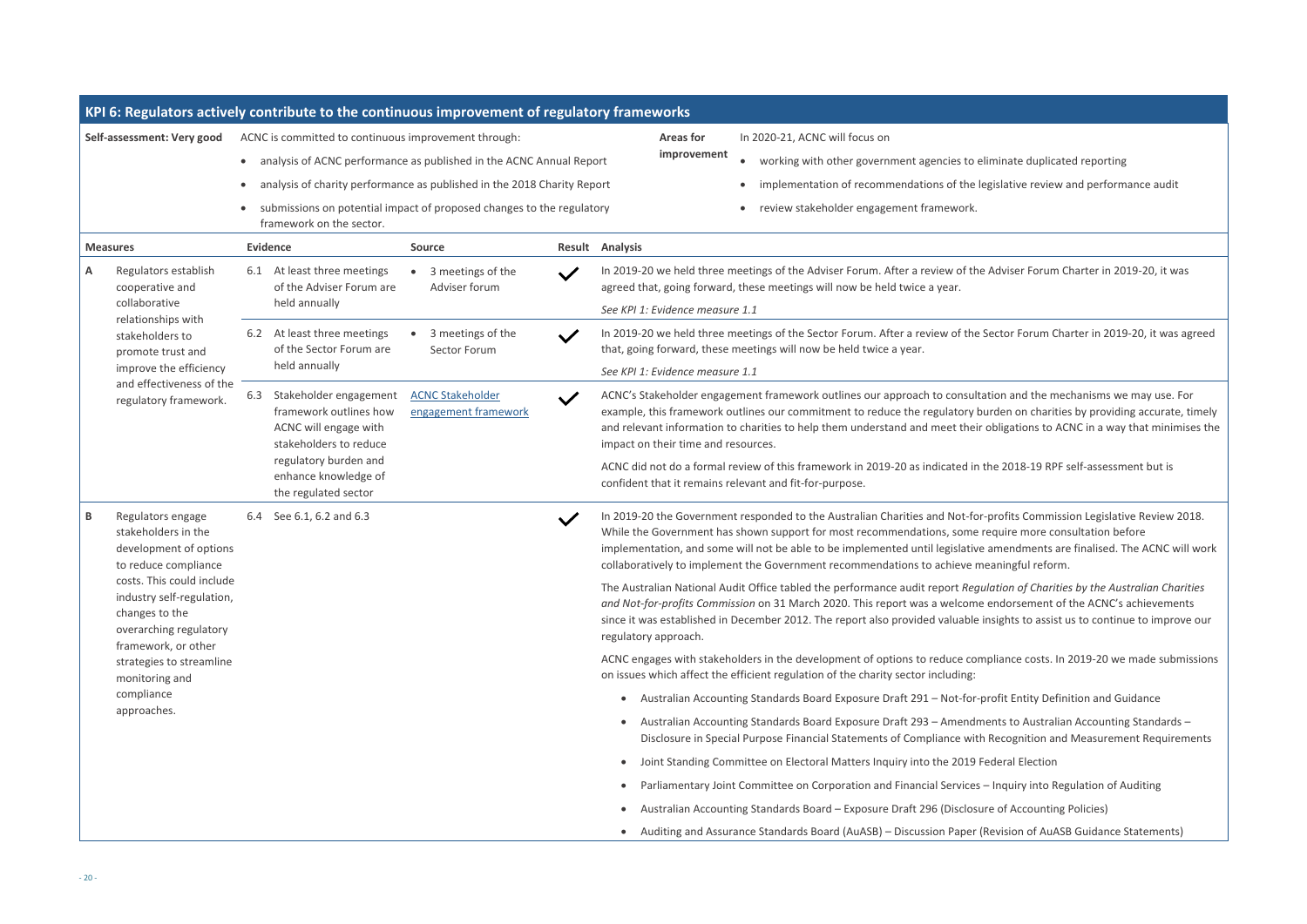## KPI 6: Regulators actively contribute to the continuous improvement of regulatory frameworks

**Self-assessment: Very good**

ACNC is committed to continuous improvement through:

- analysis of ACNC performance as published in the ACNC Annual Report
- analysis of charity performance as published in the 2018 Charity Report
- submissions on potential impact of proposed changes to the regulatory framework on the sector.

**Areas for improvement**

In 2020-21, ACNC will focus on

- working with other government agencies to eliminate duplicated reporting
- implementation of recommendations of the legislative review and performance audit
- review stakeholder engagement framework.

| | Measures | Evidence | Source | Result | Analysis |
|---|---|---|---|---|---|
| A | Regulators establish cooperative and collaborative relationships with stakeholders to promote trust and improve the efficiency and effectiveness of the regulatory framework. | 6.1 At least three meetings of the Adviser Forum are held annually | • 3 meetings of the Adviser forum | ✓ | In 2019-20 we held three meetings of the Adviser Forum. After a review of the Adviser Forum Charter in 2019-20, it was agreed that, going forward, these meetings will now be held twice a year.<br><br>*See KPI 1: Evidence measure 1.1* |
| | | 6.2 At least three meetings of the Sector Forum are held annually | • 3 meetings of the Sector Forum | ✓ | In 2019-20 we held three meetings of the Sector Forum. After a review of the Sector Forum Charter in 2019-20, it was agreed that, going forward, these meetings will now be held twice a year.<br><br>*See KPI 1: Evidence measure 1.1* |
| | | 6.3 Stakeholder engagement framework outlines how ACNC will engage with stakeholders to reduce regulatory burden and enhance knowledge of the regulated sector | ACNC Stakeholder engagement framework | ✓ | ACNC's Stakeholder engagement framework outlines our approach to consultation and the mechanisms we may use. For example, this framework outlines our commitment to reduce the regulatory burden on charities by providing accurate, timely and relevant information to charities to help them understand and meet their obligations to ACNC in a way that minimises the impact on their time and resources.<br><br>ACNC did not do a formal review of this framework in 2019-20 as indicated in the 2018-19 RPF self-assessment but is confident that it remains relevant and fit-for-purpose. |
| B | Regulators engage stakeholders in the development of options to reduce compliance costs. This could include industry self-regulation, changes to the overarching regulatory framework, or other strategies to streamline monitoring and compliance approaches. | 6.4 See 6.1, 6.2 and 6.3 | | ✓ | In 2019-20 the Government responded to the Australian Charities and Not-for-profits Commission Legislative Review 2018. While the Government has shown support for most recommendations, some require more consultation before implementation, and some will not be able to be implemented until legislative amendments are finalised. The ACNC will work collaboratively to implement the Government recommendations to achieve meaningful reform.<br><br>The Australian National Audit Office tabled the performance audit report *Regulation of Charities by the Australian Charities and Not-for-profits Commission* on 31 March 2020. This report was a welcome endorsement of the ACNC's achievements since it was established in December 2012. The report also provided valuable insights to assist us to continue to improve our regulatory approach.<br><br>ACNC engages with stakeholders in the development of options to reduce compliance costs. In 2019-20 we made submissions on issues which affect the efficient regulation of the charity sector including:<br><br>• Australian Accounting Standards Board Exposure Draft 291 – Not-for-profit Entity Definition and Guidance<br>• Australian Accounting Standards Board Exposure Draft 293 – Amendments to Australian Accounting Standards – Disclosure in Special Purpose Financial Statements of Compliance with Recognition and Measurement Requirements<br>• Joint Standing Committee on Electoral Matters Inquiry into the 2019 Federal Election<br>• Parliamentary Joint Committee on Corporation and Financial Services – Inquiry into Regulation of Auditing<br>• Australian Accounting Standards Board – Exposure Draft 296 (Disclosure of Accounting Policies)<br>• Auditing and Assurance Standards Board (AuASB) – Discussion Paper (Revision of AuASB Guidance Statements) |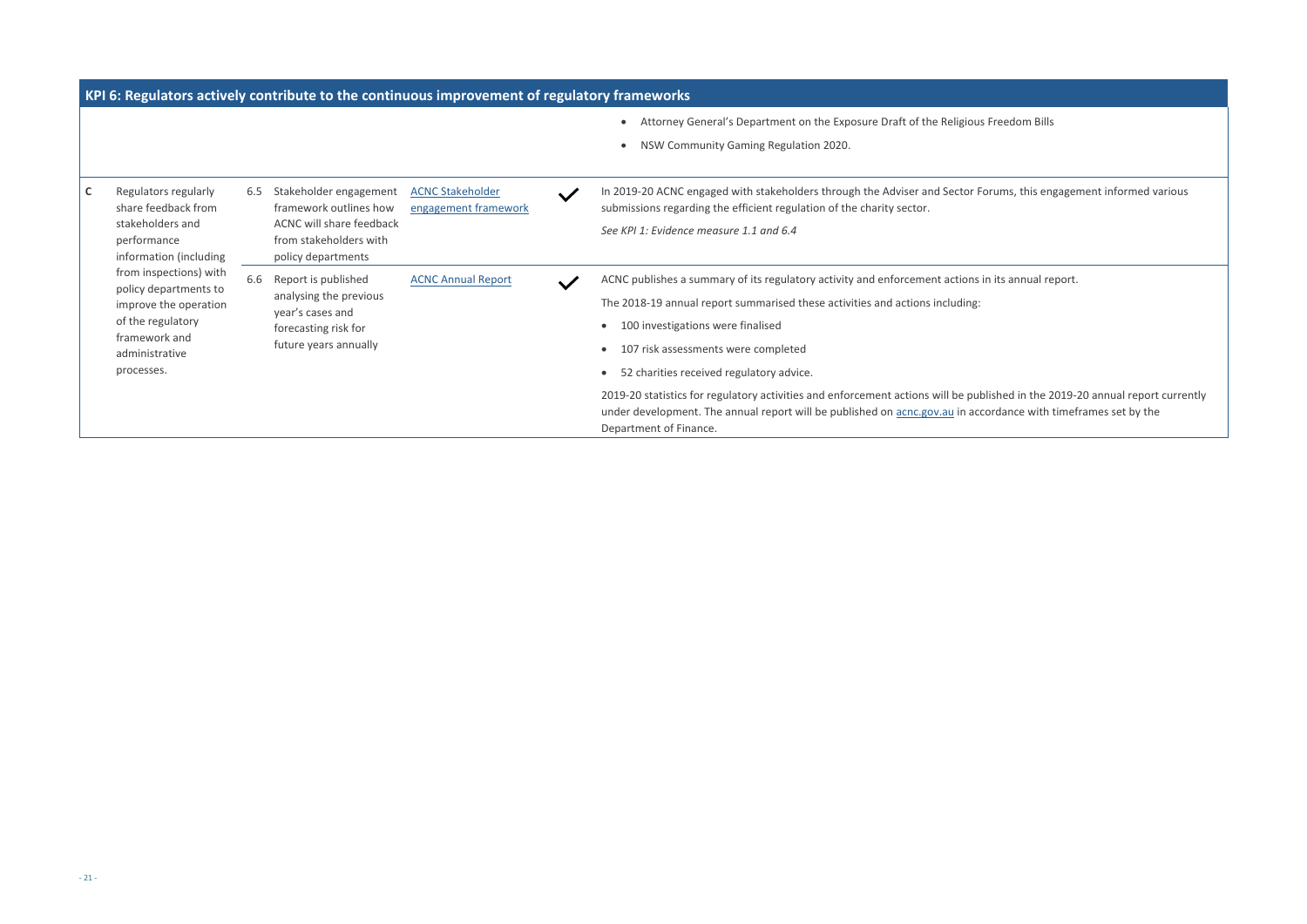| KPI 6: Regulators actively contribute to the continuous improvement of regulatory frameworks | | | | | |
|---|---|---|---|---|---|
| | | | | | • Attorney General's Department on the Exposure Draft of the Religious Freedom Bills<br>• NSW Community Gaming Regulation 2020. |
| C | Regulators regularly share feedback from stakeholders and performance information (including from inspections) with policy departments to improve the operation of the regulatory framework and administrative processes. | 6.5 Stakeholder engagement framework outlines how ACNC will share feedback from stakeholders with policy departments | ACNC Stakeholder engagement framework | ✓ | In 2019-20 ACNC engaged with stakeholders through the Adviser and Sector Forums, this engagement informed various submissions regarding the efficient regulation of the charity sector.<br>*See KPI 1: Evidence measure 1.1 and 6.4* |
| | | 6.6 Report is published analysing the previous year's cases and forecasting risk for future years annually | ACNC Annual Report | ✓ | ACNC publishes a summary of its regulatory activity and enforcement actions in its annual report.<br>The 2018-19 annual report summarised these activities and actions including:<br>• 100 investigations were finalised<br>• 107 risk assessments were completed<br>• 52 charities received regulatory advice.<br>2019-20 statistics for regulatory activities and enforcement actions will be published in the 2019-20 annual report currently under development. The annual report will be published on acnc.gov.au in accordance with timeframes set by the Department of Finance. |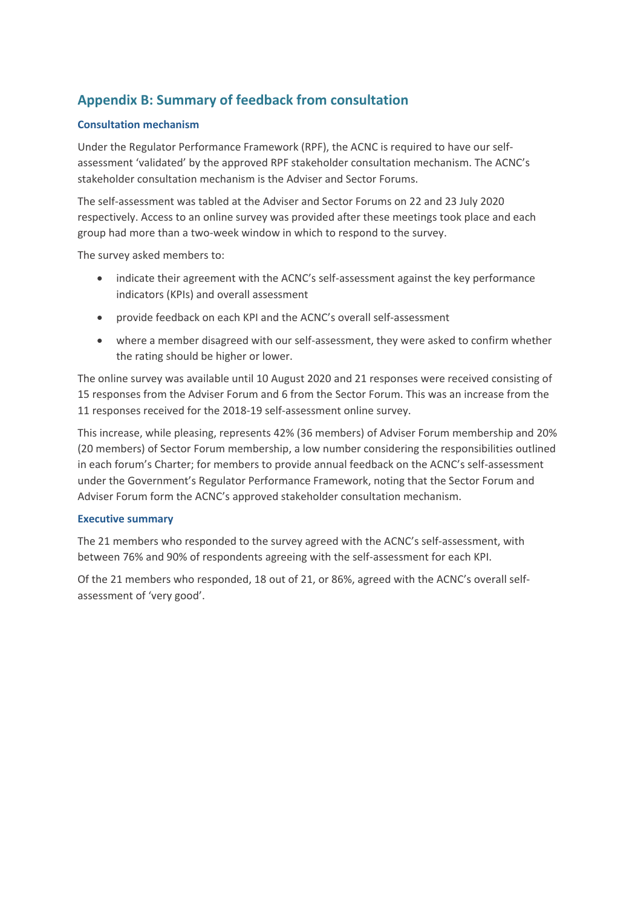## Appendix B: Summary of feedback from consultation

### Consultation mechanism

Under the Regulator Performance Framework (RPF), the ACNC is required to have our self-assessment 'validated' by the approved RPF stakeholder consultation mechanism. The ACNC's stakeholder consultation mechanism is the Adviser and Sector Forums.

The self-assessment was tabled at the Adviser and Sector Forums on 22 and 23 July 2020 respectively. Access to an online survey was provided after these meetings took place and each group had more than a two-week window in which to respond to the survey.

The survey asked members to:

- indicate their agreement with the ACNC's self-assessment against the key performance indicators (KPIs) and overall assessment
- provide feedback on each KPI and the ACNC's overall self-assessment
- where a member disagreed with our self-assessment, they were asked to confirm whether the rating should be higher or lower.

The online survey was available until 10 August 2020 and 21 responses were received consisting of 15 responses from the Adviser Forum and 6 from the Sector Forum. This was an increase from the 11 responses received for the 2018-19 self-assessment online survey.

This increase, while pleasing, represents 42% (36 members) of Adviser Forum membership and 20% (20 members) of Sector Forum membership, a low number considering the responsibilities outlined in each forum's Charter; for members to provide annual feedback on the ACNC's self-assessment under the Government's Regulator Performance Framework, noting that the Sector Forum and Adviser Forum form the ACNC's approved stakeholder consultation mechanism.

### Executive summary

The 21 members who responded to the survey agreed with the ACNC's self-assessment, with between 76% and 90% of respondents agreeing with the self-assessment for each KPI.

Of the 21 members who responded, 18 out of 21, or 86%, agreed with the ACNC's overall self-assessment of 'very good'.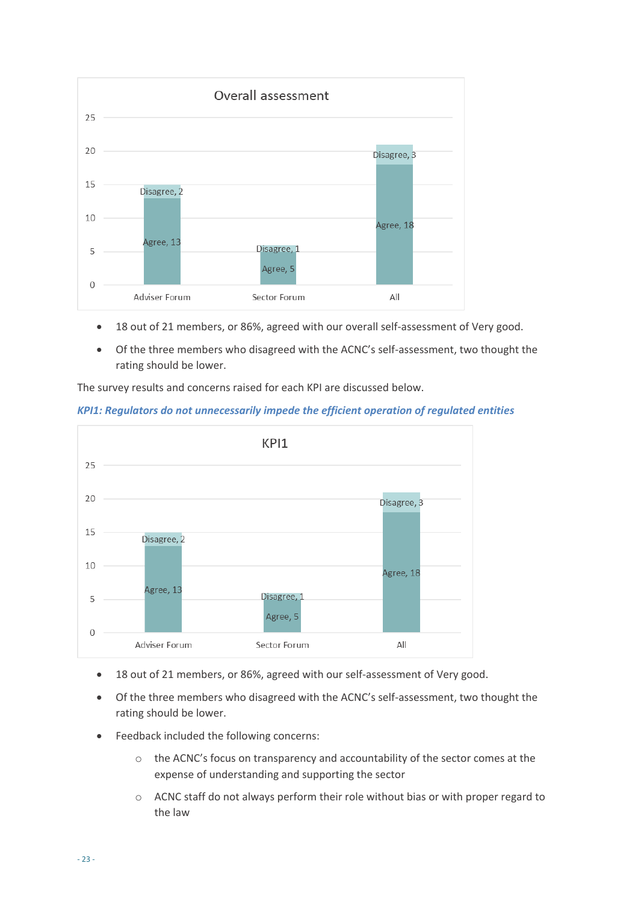**Overall assessment**

| | Agree | Disagree |
|---|---|---|
| Adviser Forum | 13 | 2 |
| Sector Forum | 5 | 1 |
| All | 18 | 3 |

- 18 out of 21 members, or 86%, agreed with our overall self-assessment of Very good.
- Of the three members who disagreed with the ACNC's self-assessment, two thought the rating should be lower.

The survey results and concerns raised for each KPI are discussed below.

### *KPI1: Regulators do not unnecessarily impede the efficient operation of regulated entities*

**KPI1**

| | Agree | Disagree |
|---|---|---|
| Adviser Forum | 13 | 2 |
| Sector Forum | 5 | 1 |
| All | 18 | 3 |

- 18 out of 21 members, or 86%, agreed with our self-assessment of Very good.
- Of the three members who disagreed with the ACNC's self-assessment, two thought the rating should be lower.
- Feedback included the following concerns:
  - the ACNC's focus on transparency and accountability of the sector comes at the expense of understanding and supporting the sector
  - ACNC staff do not always perform their role without bias or with proper regard to the law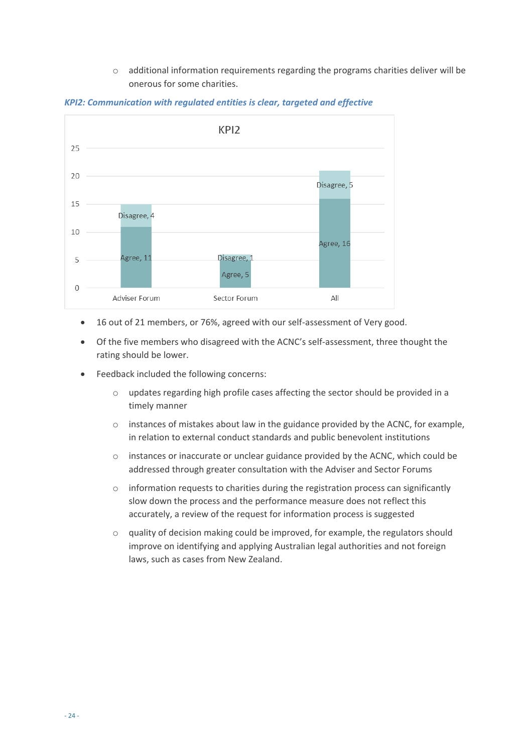- additional information requirements regarding the programs charities deliver will be onerous for some charities.

***KPI2: Communication with regulated entities is clear, targeted and effective***

KPI2

| | Agree | Disagree |
|---|---|---|
| Adviser Forum | 11 | 4 |
| Sector Forum | 5 | 1 |
| All | 16 | 5 |

- 16 out of 21 members, or 76%, agreed with our self-assessment of Very good.
- Of the five members who disagreed with the ACNC's self-assessment, three thought the rating should be lower.
- Feedback included the following concerns:
  - updates regarding high profile cases affecting the sector should be provided in a timely manner
  - instances of mistakes about law in the guidance provided by the ACNC, for example, in relation to external conduct standards and public benevolent institutions
  - instances or inaccurate or unclear guidance provided by the ACNC, which could be addressed through greater consultation with the Adviser and Sector Forums
  - information requests to charities during the registration process can significantly slow down the process and the performance measure does not reflect this accurately, a review of the request for information process is suggested
  - quality of decision making could be improved, for example, the regulators should improve on identifying and applying Australian legal authorities and not foreign laws, such as cases from New Zealand.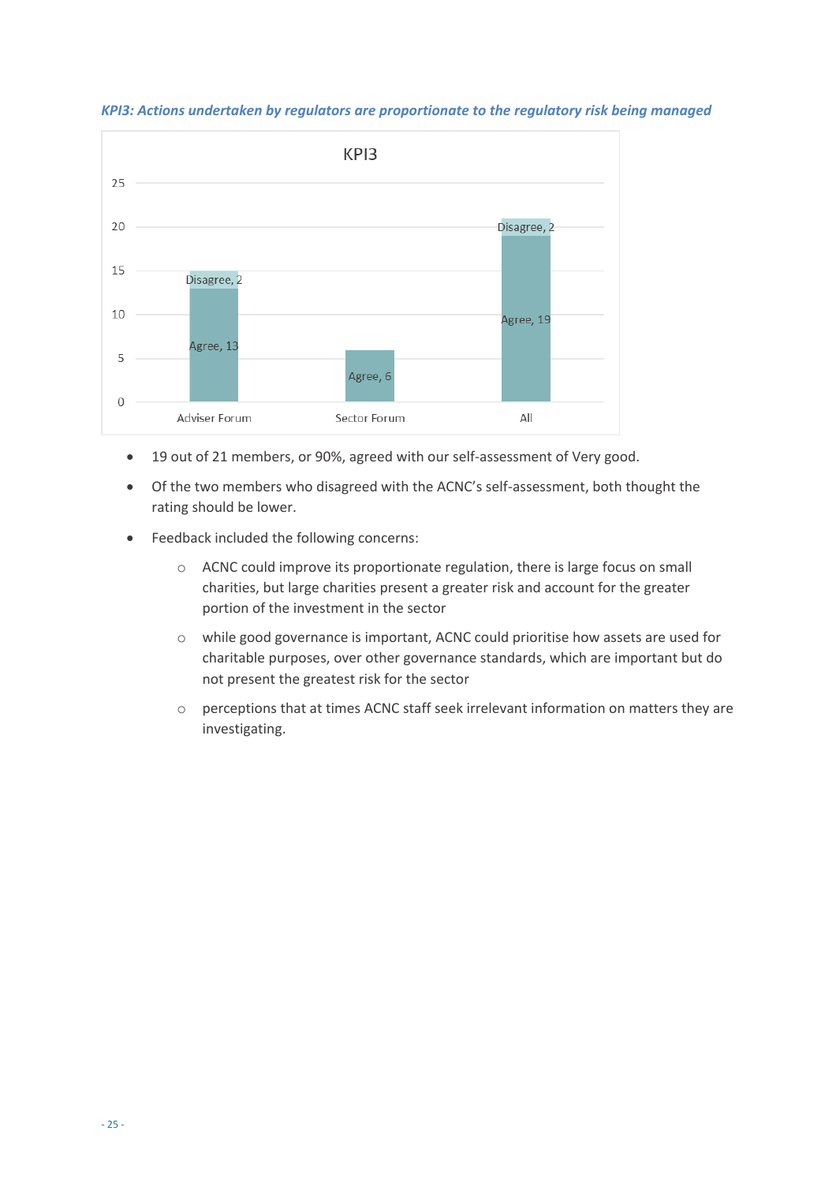*KPI3: Actions undertaken by regulators are proportionate to the regulatory risk being managed*

| KPI3 | Agree | Disagree |
| --- | --- | --- |
| Adviser Forum | 13 | 2 |
| Sector Forum | 6 | |
| All | 19 | 2 |

- 19 out of 21 members, or 90%, agreed with our self-assessment of Very good.
- Of the two members who disagreed with the ACNC's self-assessment, both thought the rating should be lower.
- Feedback included the following concerns:
  - ACNC could improve its proportionate regulation, there is large focus on small charities, but large charities present a greater risk and account for the greater portion of the investment in the sector
  - while good governance is important, ACNC could prioritise how assets are used for charitable purposes, over other governance standards, which are important but do not present the greatest risk for the sector
  - perceptions that at times ACNC staff seek irrelevant information on matters they are investigating.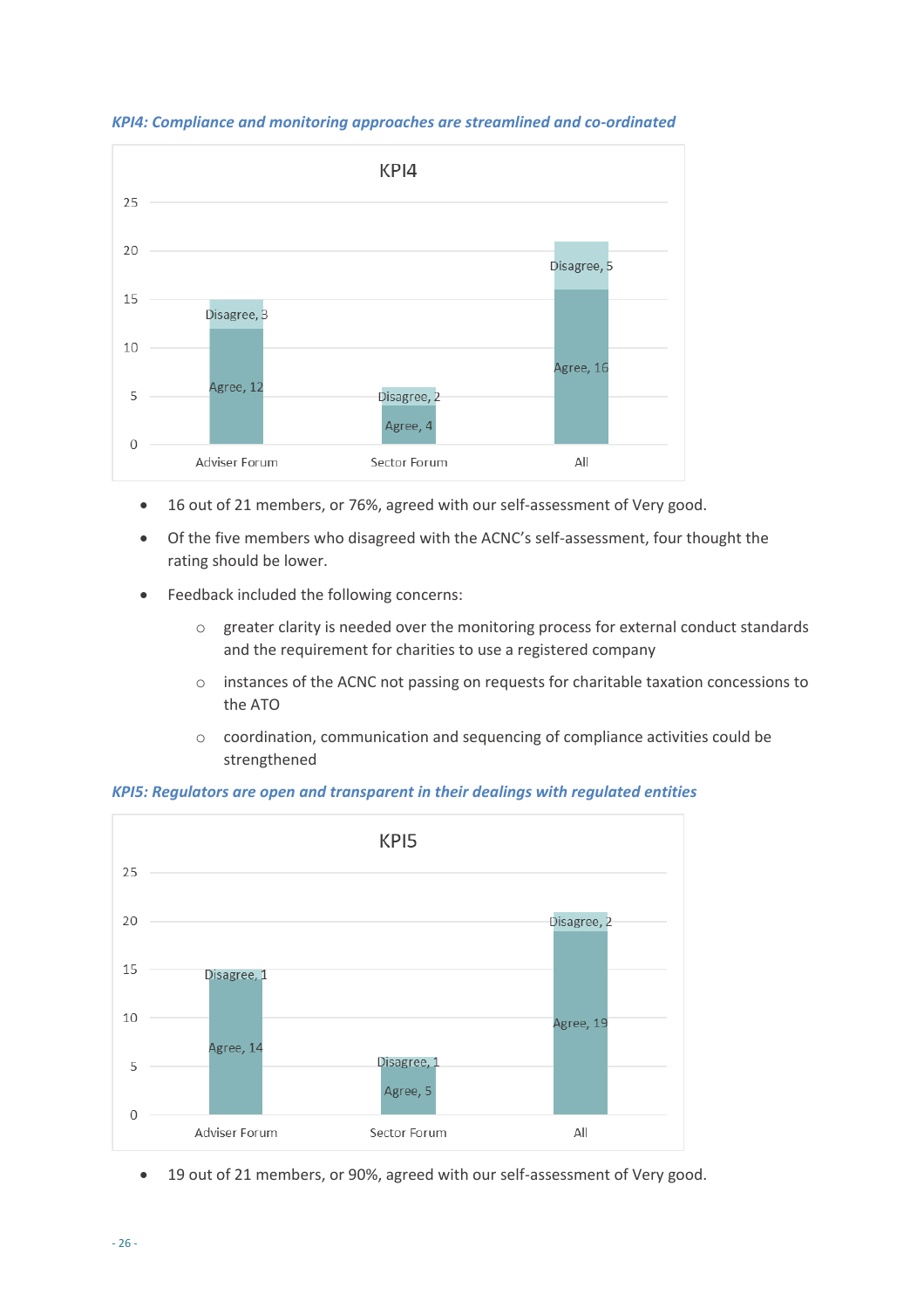*KPI4: Compliance and monitoring approaches are streamlined and co-ordinated*

KPI4

| | Agree | Disagree |
|---|---|---|
| Adviser Forum | 12 | 3 |
| Sector Forum | 4 | 2 |
| All | 16 | 5 |

- 16 out of 21 members, or 76%, agreed with our self-assessment of Very good.
- Of the five members who disagreed with the ACNC's self-assessment, four thought the rating should be lower.
- Feedback included the following concerns:
  - greater clarity is needed over the monitoring process for external conduct standards and the requirement for charities to use a registered company
  - instances of the ACNC not passing on requests for charitable taxation concessions to the ATO
  - coordination, communication and sequencing of compliance activities could be strengthened

*KPI5: Regulators are open and transparent in their dealings with regulated entities*

KPI5

| | Agree | Disagree |
|---|---|---|
| Adviser Forum | 14 | 1 |
| Sector Forum | 5 | 1 |
| All | 19 | 2 |

- 19 out of 21 members, or 90%, agreed with our self-assessment of Very good.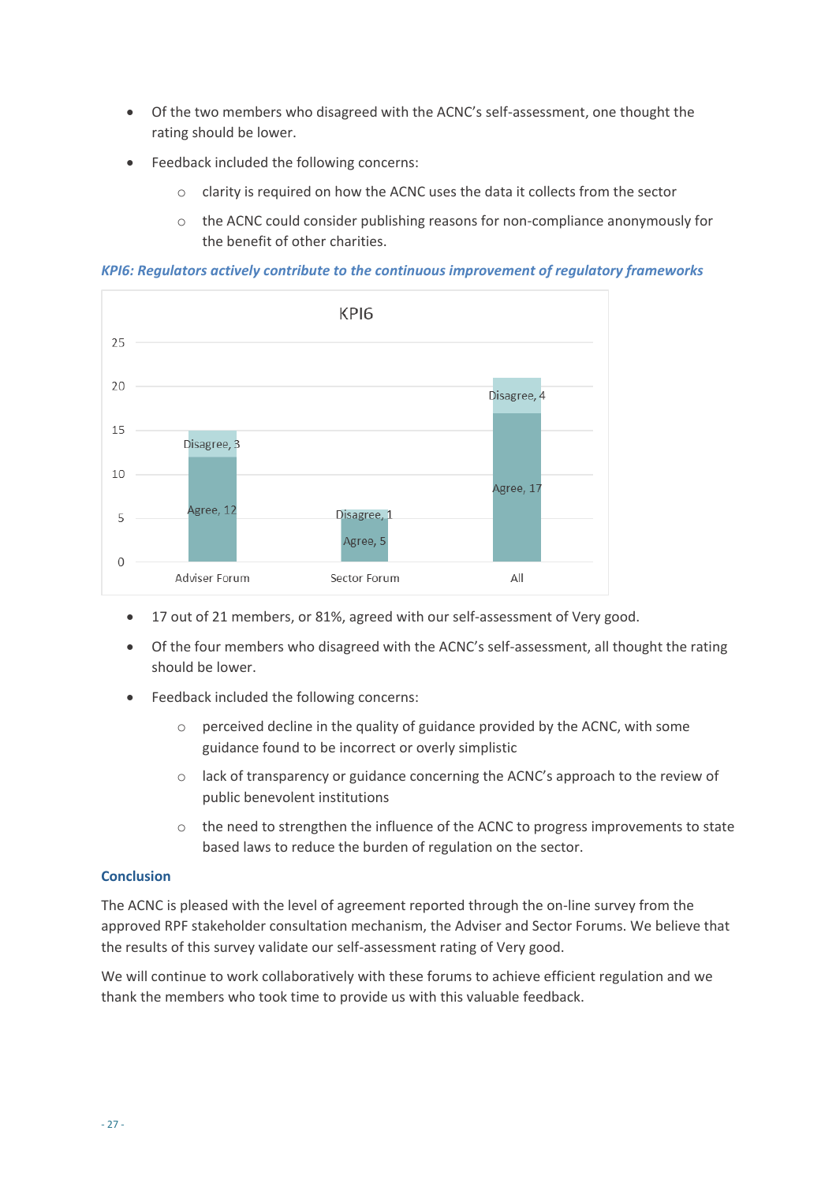- Of the two members who disagreed with the ACNC's self-assessment, one thought the rating should be lower.
- Feedback included the following concerns:
  - clarity is required on how the ACNC uses the data it collects from the sector
  - the ACNC could consider publishing reasons for non-compliance anonymously for the benefit of other charities.

***KPI6: Regulators actively contribute to the continuous improvement of regulatory frameworks***

KPI6

25
20
15
10
5
0

Adviser Forum: Disagree, 3; Agree, 12
Sector Forum: Disagree, 1; Agree, 5
All: Disagree, 4; Agree, 17

- 17 out of 21 members, or 81%, agreed with our self-assessment of Very good.
- Of the four members who disagreed with the ACNC's self-assessment, all thought the rating should be lower.
- Feedback included the following concerns:
  - perceived decline in the quality of guidance provided by the ACNC, with some guidance found to be incorrect or overly simplistic
  - lack of transparency or guidance concerning the ACNC's approach to the review of public benevolent institutions
  - the need to strengthen the influence of the ACNC to progress improvements to state based laws to reduce the burden of regulation on the sector.

**Conclusion**

The ACNC is pleased with the level of agreement reported through the on-line survey from the approved RPF stakeholder consultation mechanism, the Adviser and Sector Forums. We believe that the results of this survey validate our self-assessment rating of Very good.

We will continue to work collaboratively with these forums to achieve efficient regulation and we thank the members who took time to provide us with this valuable feedback.